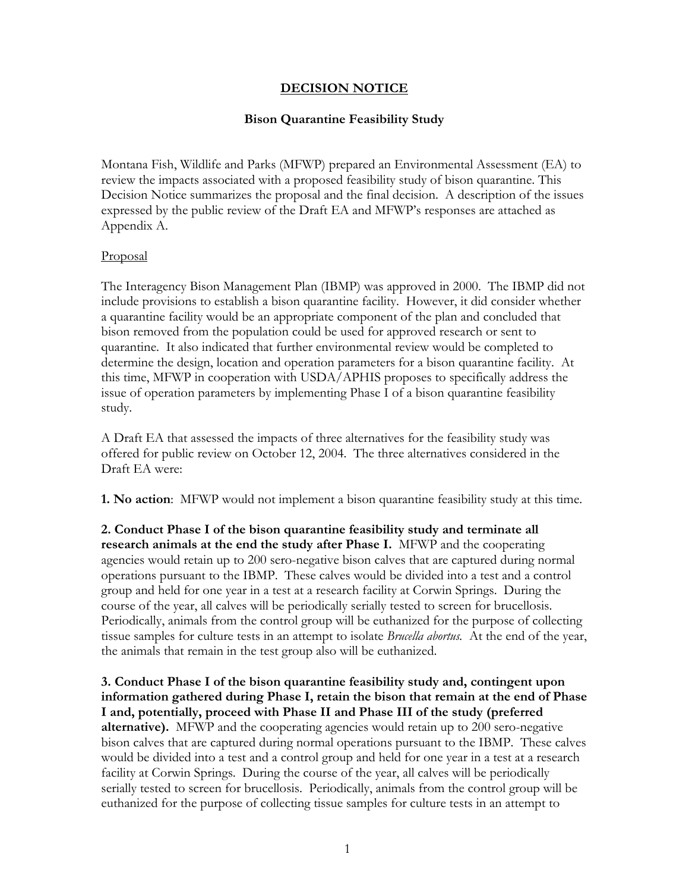# DECISION NOTICE

## Bison Quarantine Feasibility Study

Montana Fish, Wildlife and Parks (MFWP) prepared an Environmental Assessment (EA) to review the impacts associated with a proposed feasibility study of bison quarantine. This Decision Notice summarizes the proposal and the final decision. A description of the issues expressed by the public review of the Draft EA and MFWP's responses are attached as Appendix A.

### Proposal

The Interagency Bison Management Plan (IBMP) was approved in 2000. The IBMP did not include provisions to establish a bison quarantine facility. However, it did consider whether a quarantine facility would be an appropriate component of the plan and concluded that bison removed from the population could be used for approved research or sent to quarantine. It also indicated that further environmental review would be completed to determine the design, location and operation parameters for a bison quarantine facility. At this time, MFWP in cooperation with USDA/APHIS proposes to specifically address the issue of operation parameters by implementing Phase I of a bison quarantine feasibility study.

A Draft EA that assessed the impacts of three alternatives for the feasibility study was offered for public review on October 12, 2004. The three alternatives considered in the Draft EA were:

**1. No action**: MFWP would not implement a bison quarantine feasibility study at this time.

**2. Conduct Phase I of the bison quarantine feasibility study and terminate all research animals at the end the study after Phase I.** MFWP and the cooperating agencies would retain up to 200 sero-negative bison calves that are captured during normal operations pursuant to the IBMP. These calves would be divided into a test and a control group and held for one year in a test at a research facility at Corwin Springs. During the course of the year, all calves will be periodically serially tested to screen for brucellosis. Periodically, animals from the control group will be euthanized for the purpose of collecting tissue samples for culture tests in an attempt to isolate *Brucella abortus*. At the end of the year, the animals that remain in the test group also will be euthanized.

**3. Conduct Phase I of the bison quarantine feasibility study and, contingent upon information gathered during Phase I, retain the bison that remain at the end of Phase I and, potentially, proceed with Phase II and Phase III of the study (preferred alternative).** MFWP and the cooperating agencies would retain up to 200 sero-negative bison calves that are captured during normal operations pursuant to the IBMP. These calves would be divided into a test and a control group and held for one year in a test at a research facility at Corwin Springs. During the course of the year, all calves will be periodically serially tested to screen for brucellosis. Periodically, animals from the control group will be euthanized for the purpose of collecting tissue samples for culture tests in an attempt to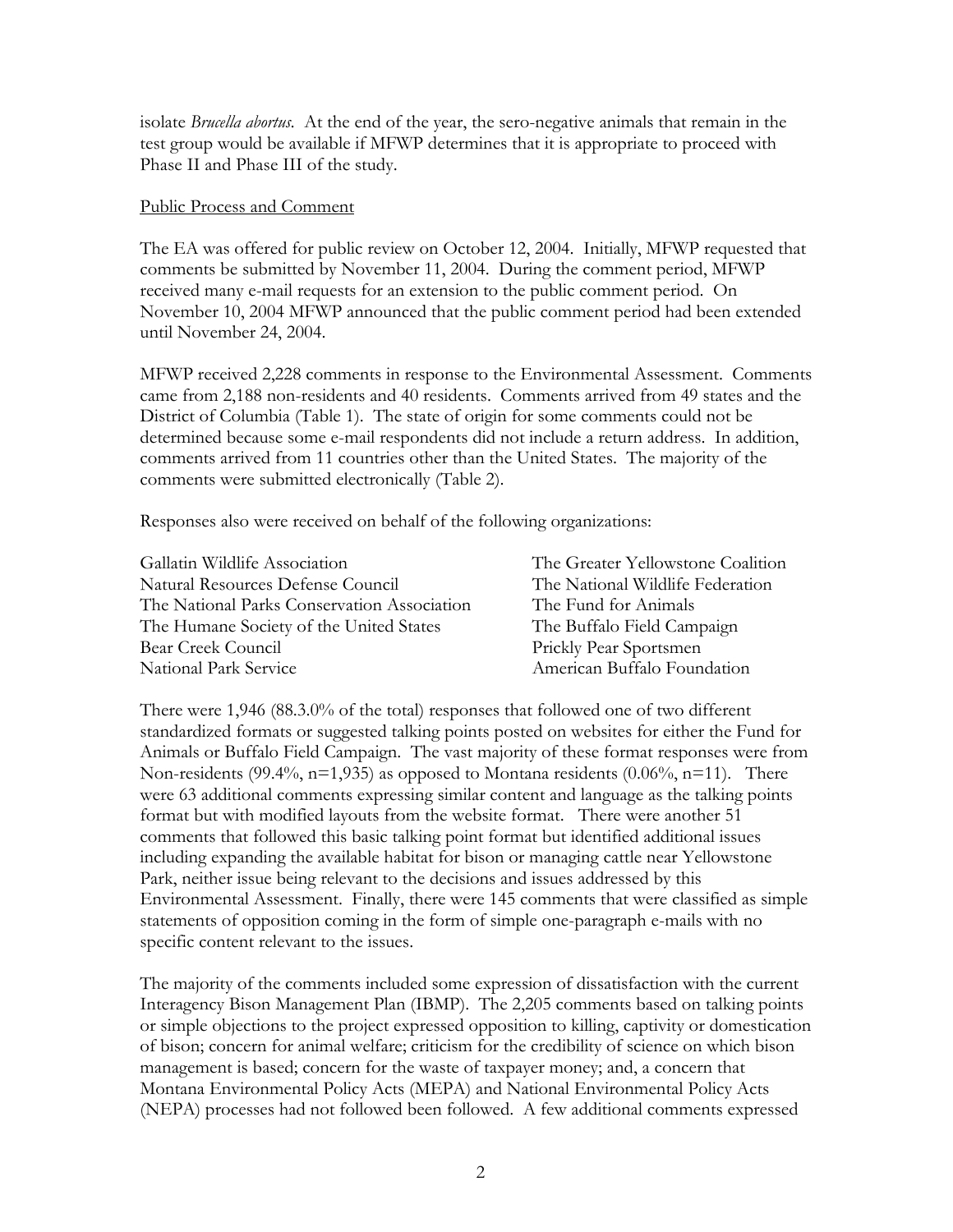isolate *Brucella abortus*. At the end of the year, the sero-negative animals that remain in the test group would be available if MFWP determines that it is appropriate to proceed with Phase II and Phase III of the study.

Public Process and Comment

The EA was offered for public review on October 12, 2004. Initially, MFWP requested that comments be submitted by November 11, 2004. During the comment period, MFWP received many e-mail requests for an extension to the public comment period. On November 10, 2004 MFWP announced that the public comment period had been extended until November 24, 2004.

MFWP received 2,228 comments in response to the Environmental Assessment. Comments came from 2,188 non-residents and 40 residents. Comments arrived from 49 states and the District of Columbia (Table 1). The state of origin for some comments could not be determined because some e-mail respondents did not include a return address. In addition, comments arrived from 11 countries other than the United States. The majority of the comments were submitted electronically (Table 2).

Responses also were received on behalf of the following organizations:

- Gallatin Wildlife Association
- Natural Resources Defense Council
- The National Parks Conservation Association
- The Humane Society of the United States
- Bear Creek Council
- National Park Service
- The Greater Yellowstone Coalition
- The National Wildlife Federation
- The Fund for Animals
- The Buffalo Field Campaign
- Prickly Pear Sportsmen
- American Buffalo Foundation

There were 1,946 (88.3.0% of the total) responses that followed one of two different standardized formats or suggested talking points posted on websites for either the Fund for Animals or Buffalo Field Campaign. The vast majority of these format responses were from Non-residents (99.4%, n=1,935) as opposed to Montana residents (0.06%, n=11). There were 63 additional comments expressing similar content and language as the talking points format but with modified layouts from the website format. There were another 51 comments that followed this basic talking point format but identified additional issues including expanding the available habitat for bison or managing cattle near Yellowstone Park, neither issue being relevant to the decisions and issues addressed by this Environmental Assessment. Finally, there were 145 comments that were classified as simple statements of opposition coming in the form of simple one-paragraph e-mails with no specific content relevant to the issues.

The majority of the comments included some expression of dissatisfaction with the current Interagency Bison Management Plan (IBMP). The 2,205 comments based on talking points or simple objections to the project expressed opposition to killing, captivity or domestication of bison; concern for animal welfare; criticism for the credibility of science on which bison management is based; concern for the waste of taxpayer money; and, a concern that Montana Environmental Policy Acts (MEPA) and National Environmental Policy Acts (NEPA) processes had not followed been followed. A few additional comments expressed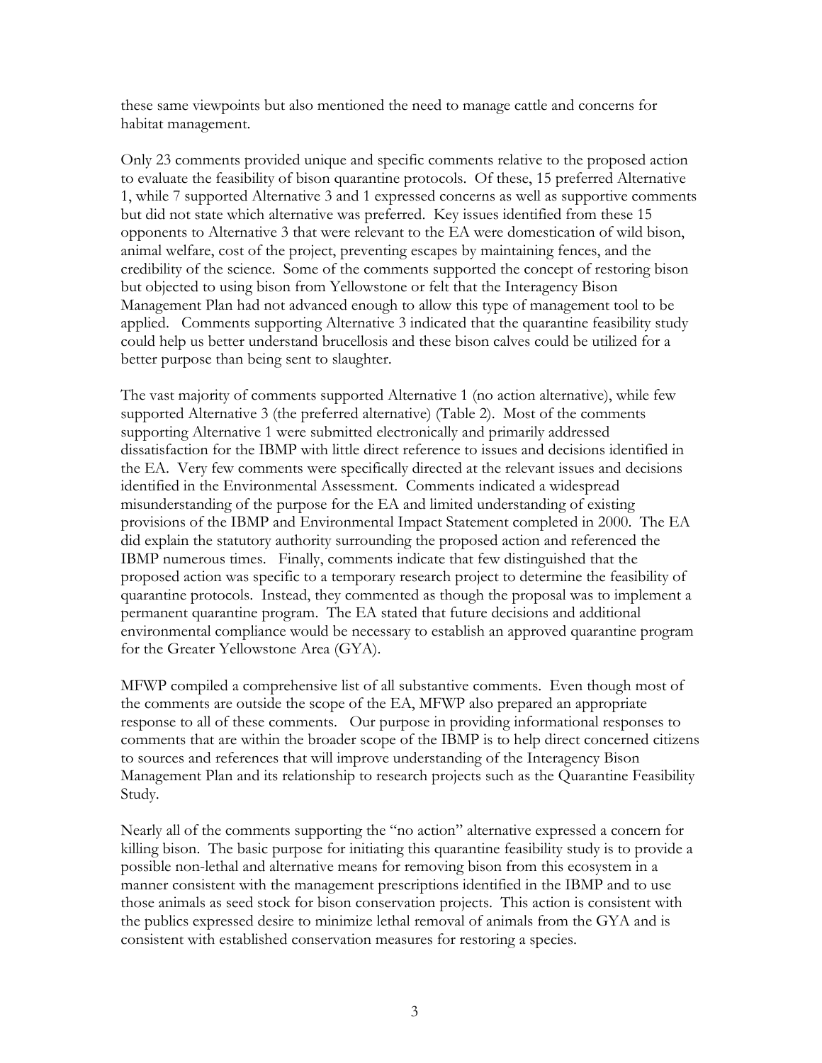these same viewpoints but also mentioned the need to manage cattle and concerns for habitat management.

Only 23 comments provided unique and specific comments relative to the proposed action to evaluate the feasibility of bison quarantine protocols. Of these, 15 preferred Alternative 1, while 7 supported Alternative 3 and 1 expressed concerns as well as supportive comments but did not state which alternative was preferred. Key issues identified from these 15 opponents to Alternative 3 that were relevant to the EA were domestication of wild bison, animal welfare, cost of the project, preventing escapes by maintaining fences, and the credibility of the science. Some of the comments supported the concept of restoring bison but objected to using bison from Yellowstone or felt that the Interagency Bison Management Plan had not advanced enough to allow this type of management tool to be applied. Comments supporting Alternative 3 indicated that the quarantine feasibility study could help us better understand brucellosis and these bison calves could be utilized for a better purpose than being sent to slaughter.

The vast majority of comments supported Alternative 1 (no action alternative), while few supported Alternative 3 (the preferred alternative) (Table 2). Most of the comments supporting Alternative 1 were submitted electronically and primarily addressed dissatisfaction for the IBMP with little direct reference to issues and decisions identified in the EA. Very few comments were specifically directed at the relevant issues and decisions identified in the Environmental Assessment. Comments indicated a widespread misunderstanding of the purpose for the EA and limited understanding of existing provisions of the IBMP and Environmental Impact Statement completed in 2000. The EA did explain the statutory authority surrounding the proposed action and referenced the IBMP numerous times. Finally, comments indicate that few distinguished that the proposed action was specific to a temporary research project to determine the feasibility of quarantine protocols. Instead, they commented as though the proposal was to implement a permanent quarantine program. The EA stated that future decisions and additional environmental compliance would be necessary to establish an approved quarantine program for the Greater Yellowstone Area (GYA).

MFWP compiled a comprehensive list of all substantive comments. Even though most of the comments are outside the scope of the EA, MFWP also prepared an appropriate response to all of these comments. Our purpose in providing informational responses to comments that are within the broader scope of the IBMP is to help direct concerned citizens to sources and references that will improve understanding of the Interagency Bison Management Plan and its relationship to research projects such as the Quarantine Feasibility Study.

Nearly all of the comments supporting the "no action" alternative expressed a concern for killing bison. The basic purpose for initiating this quarantine feasibility study is to provide a possible non-lethal and alternative means for removing bison from this ecosystem in a manner consistent with the management prescriptions identified in the IBMP and to use those animals as seed stock for bison conservation projects. This action is consistent with the publics expressed desire to minimize lethal removal of animals from the GYA and is consistent with established conservation measures for restoring a species.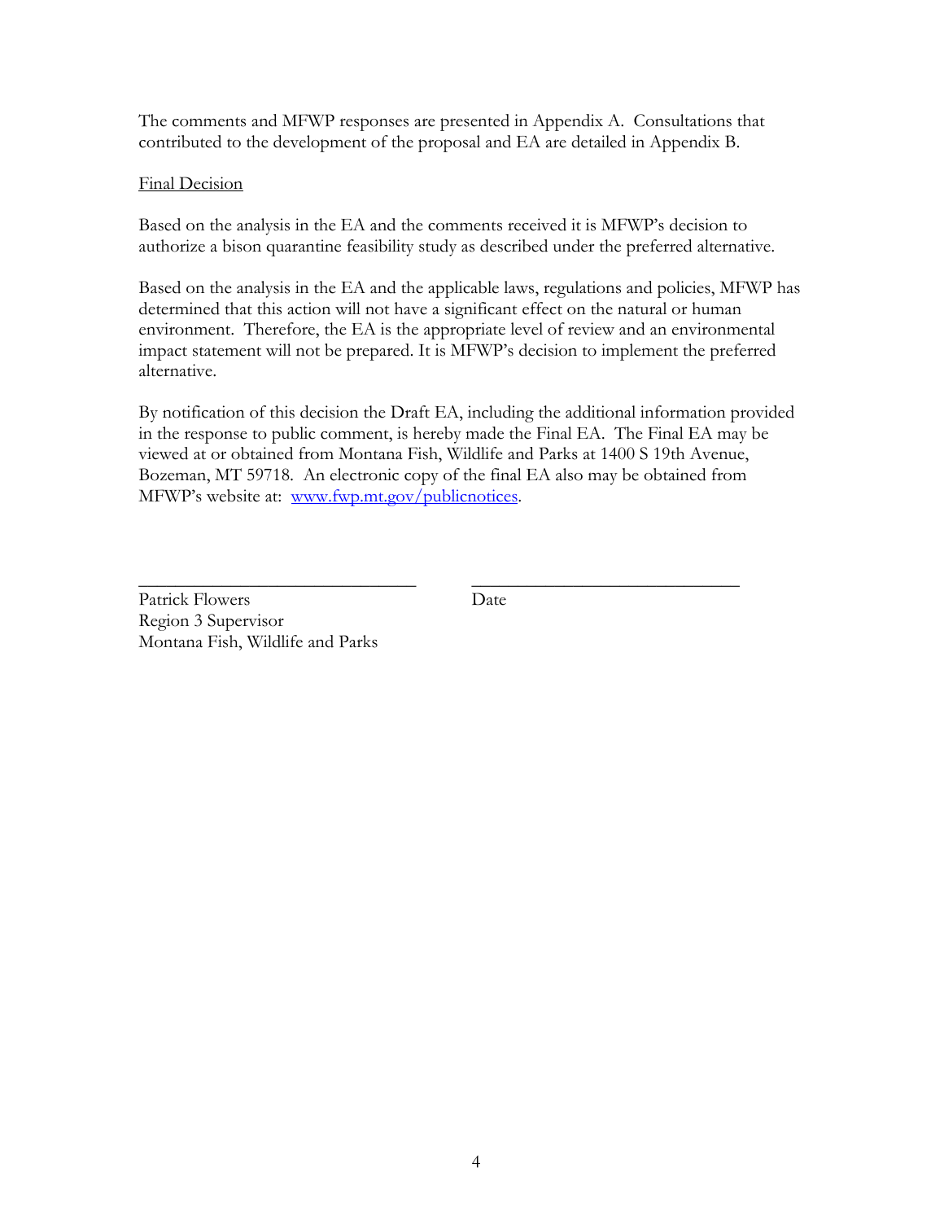The comments and MFWP responses are presented in Appendix A. Consultations that contributed to the development of the proposal and EA are detailed in Appendix B.

Final Decision

Based on the analysis in the EA and the comments received it is MFWP's decision to authorize a bison quarantine feasibility study as described under the preferred alternative.

Based on the analysis in the EA and the applicable laws, regulations and policies, MFWP has determined that this action will not have a significant effect on the natural or human environment. Therefore, the EA is the appropriate level of review and an environmental impact statement will not be prepared. It is MFWP's decision to implement the preferred alternative.

By notification of this decision the Draft EA, including the additional information provided in the response to public comment, is hereby made the Final EA. The Final EA may be viewed at or obtained from Montana Fish, Wildlife and Parks at 1400 S 19th Avenue, Bozeman, MT 59718. An electronic copy of the final EA also may be obtained from MFWP's website at: [www.fwp.mt.gov/publicnotices](www.fwp.mt.gov/publicnotices).

\_\_\_\_\_\_\_\_\_\_\_\_\_\_\_\_\_\_\_\_\_\_\_\_\_\_\_\_\_\_ &nbsp;&nbsp;&nbsp;&nbsp; \_\_\_\_\_\_\_\_\_\_\_\_\_\_\_\_\_\_\_\_\_\_\_\_\_\_\_\_\_\_

Patrick Flowers &nbsp;&nbsp;&nbsp;&nbsp; Date
Region 3 Supervisor
Montana Fish, Wildlife and Parks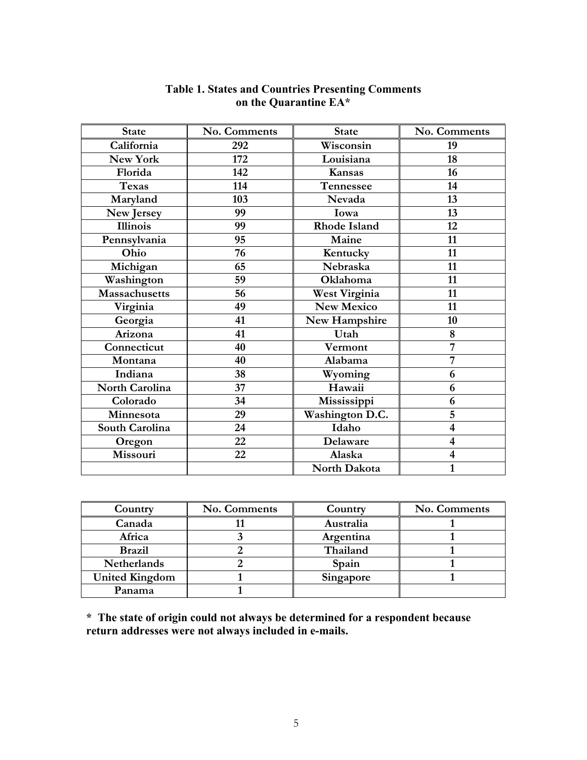**Table 1. States and Countries Presenting Comments on the Quarantine EA***

| State | No. Comments | State | No. Comments |
|---|---|---|---|
| California | 292 | Wisconsin | 19 |
| New York | 172 | Louisiana | 18 |
| Florida | 142 | Kansas | 16 |
| Texas | 114 | Tennessee | 14 |
| Maryland | 103 | Nevada | 13 |
| New Jersey | 99 | Iowa | 13 |
| Illinois | 99 | Rhode Island | 12 |
| Pennsylvania | 95 | Maine | 11 |
| Ohio | 76 | Kentucky | 11 |
| Michigan | 65 | Nebraska | 11 |
| Washington | 59 | Oklahoma | 11 |
| Massachusetts | 56 | West Virginia | 11 |
| Virginia | 49 | New Mexico | 11 |
| Georgia | 41 | New Hampshire | 10 |
| Arizona | 41 | Utah | 8 |
| Connecticut | 40 | Vermont | 7 |
| Montana | 40 | Alabama | 7 |
| Indiana | 38 | Wyoming | 6 |
| North Carolina | 37 | Hawaii | 6 |
| Colorado | 34 | Mississippi | 6 |
| Minnesota | 29 | Washington D.C. | 5 |
| South Carolina | 24 | Idaho | 4 |
| Oregon | 22 | Delaware | 4 |
| Missouri | 22 | Alaska | 4 |
| | | North Dakota | 1 |

| Country | No. Comments | Country | No. Comments |
|---|---|---|---|
| Canada | 11 | Australia | 1 |
| Africa | 3 | Argentina | 1 |
| Brazil | 2 | Thailand | 1 |
| Netherlands | 2 | Spain | 1 |
| United Kingdom | 1 | Singapore | 1 |
| Panama | 1 | | |

**\* The state of origin could not always be determined for a respondent because return addresses were not always included in e-mails.**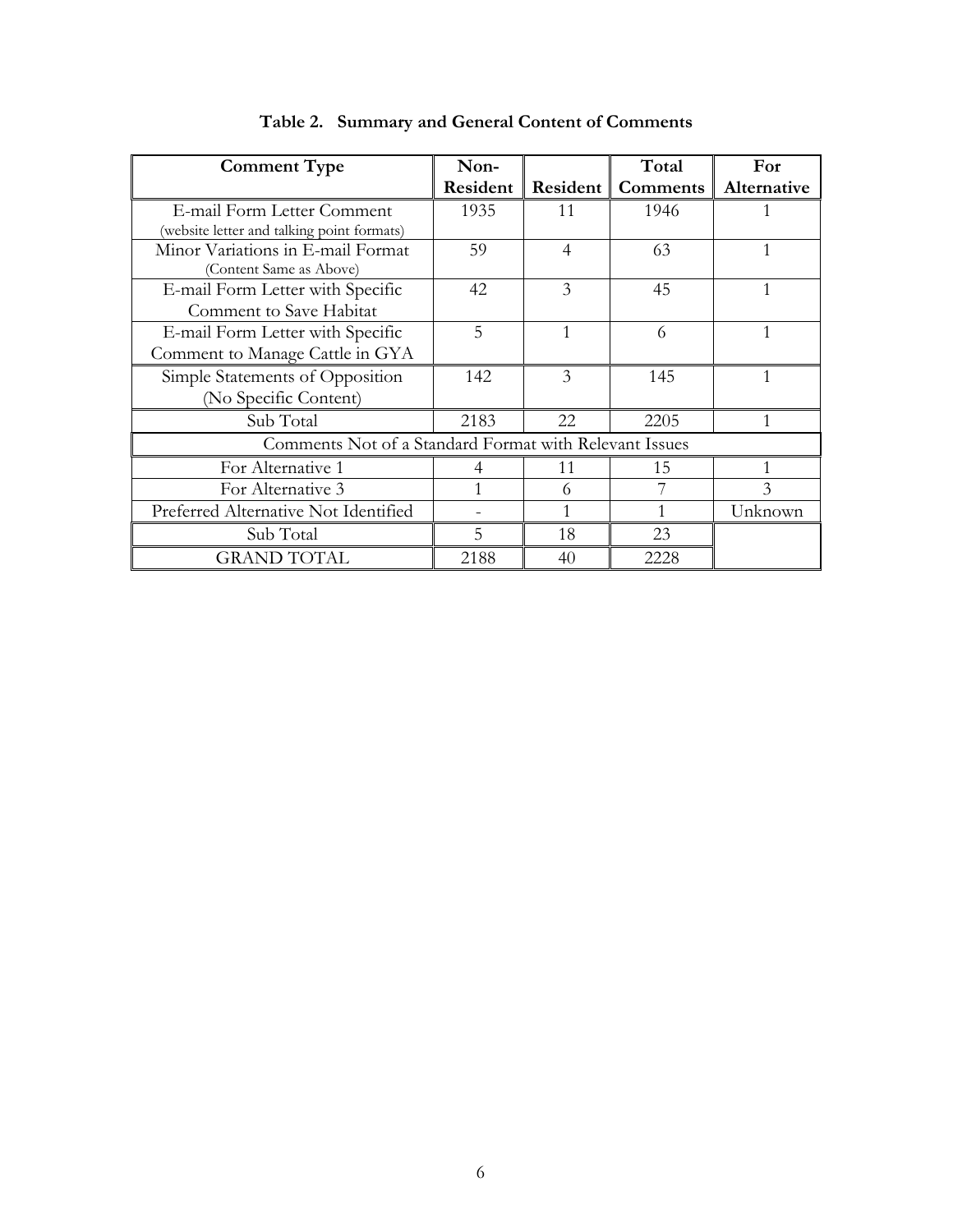**Table 2. Summary and General Content of Comments**

| Comment Type | Non-Resident | Resident | Total Comments | For Alternative |
|---|---|---|---|---|
| E-mail Form Letter Comment (website letter and talking point formats) | 1935 | 11 | 1946 | 1 |
| Minor Variations in E-mail Format (Content Same as Above) | 59 | 4 | 63 | 1 |
| E-mail Form Letter with Specific Comment to Save Habitat | 42 | 3 | 45 | 1 |
| E-mail Form Letter with Specific Comment to Manage Cattle in GYA | 5 | 1 | 6 | 1 |
| Simple Statements of Opposition (No Specific Content) | 142 | 3 | 145 | 1 |
| Sub Total | 2183 | 22 | 2205 | 1 |
| Comments Not of a Standard Format with Relevant Issues | | | | |
| For Alternative 1 | 4 | 11 | 15 | 1 |
| For Alternative 3 | 1 | 6 | 7 | 3 |
| Preferred Alternative Not Identified | - | 1 | 1 | Unknown |
| Sub Total | 5 | 18 | 23 | |
| GRAND TOTAL | 2188 | 40 | 2228 | |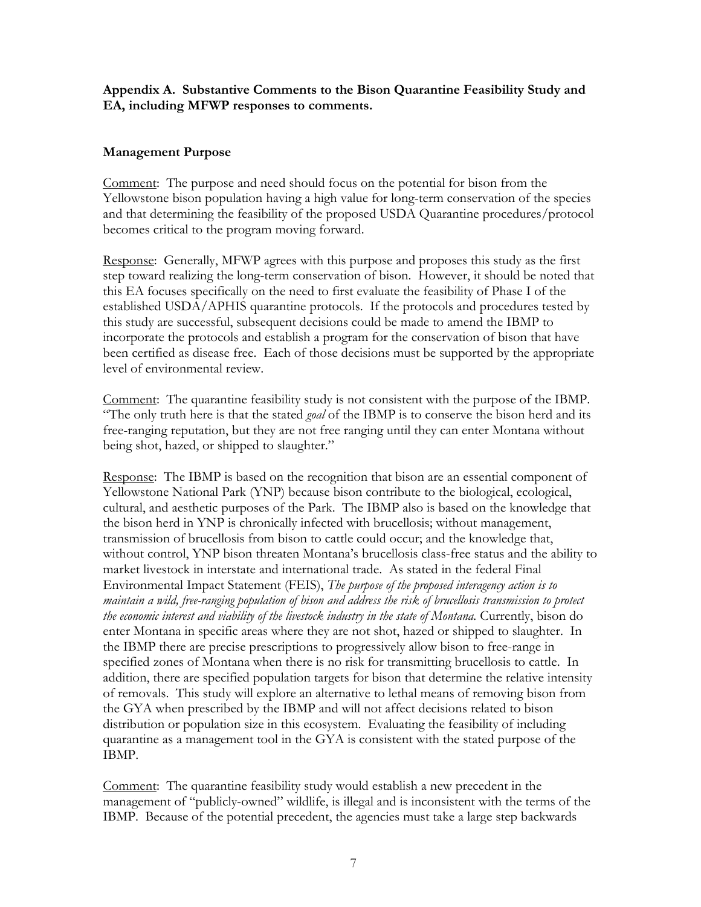**Appendix A. Substantive Comments to the Bison Quarantine Feasibility Study and EA, including MFWP responses to comments.**

**Management Purpose**

Comment: The purpose and need should focus on the potential for bison from the Yellowstone bison population having a high value for long-term conservation of the species and that determining the feasibility of the proposed USDA Quarantine procedures/protocol becomes critical to the program moving forward.

Response: Generally, MFWP agrees with this purpose and proposes this study as the first step toward realizing the long-term conservation of bison. However, it should be noted that this EA focuses specifically on the need to first evaluate the feasibility of Phase I of the established USDA/APHIS quarantine protocols. If the protocols and procedures tested by this study are successful, subsequent decisions could be made to amend the IBMP to incorporate the protocols and establish a program for the conservation of bison that have been certified as disease free. Each of those decisions must be supported by the appropriate level of environmental review.

Comment: The quarantine feasibility study is not consistent with the purpose of the IBMP. "The only truth here is that the stated *goal* of the IBMP is to conserve the bison herd and its free-ranging reputation, but they are not free ranging until they can enter Montana without being shot, hazed, or shipped to slaughter."

Response: The IBMP is based on the recognition that bison are an essential component of Yellowstone National Park (YNP) because bison contribute to the biological, ecological, cultural, and aesthetic purposes of the Park. The IBMP also is based on the knowledge that the bison herd in YNP is chronically infected with brucellosis; without management, transmission of brucellosis from bison to cattle could occur; and the knowledge that, without control, YNP bison threaten Montana's brucellosis class-free status and the ability to market livestock in interstate and international trade. As stated in the federal Final Environmental Impact Statement (FEIS), *The purpose of the proposed interagency action is to maintain a wild, free-ranging population of bison and address the risk of brucellosis transmission to protect the economic interest and viability of the livestock industry in the state of Montana.* Currently, bison do enter Montana in specific areas where they are not shot, hazed or shipped to slaughter. In the IBMP there are precise prescriptions to progressively allow bison to free-range in specified zones of Montana when there is no risk for transmitting brucellosis to cattle. In addition, there are specified population targets for bison that determine the relative intensity of removals. This study will explore an alternative to lethal means of removing bison from the GYA when prescribed by the IBMP and will not affect decisions related to bison distribution or population size in this ecosystem. Evaluating the feasibility of including quarantine as a management tool in the GYA is consistent with the stated purpose of the IBMP.

Comment: The quarantine feasibility study would establish a new precedent in the management of "publicly-owned" wildlife, is illegal and is inconsistent with the terms of the IBMP. Because of the potential precedent, the agencies must take a large step backwards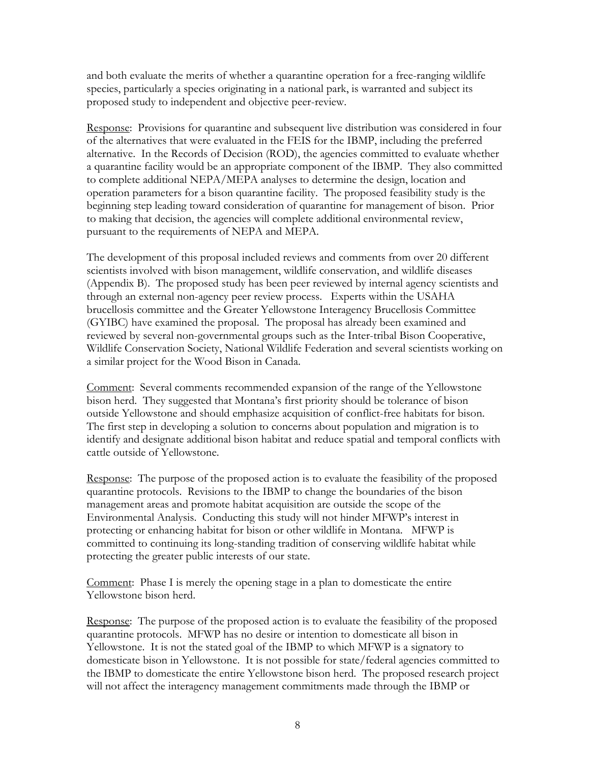and both evaluate the merits of whether a quarantine operation for a free-ranging wildlife species, particularly a species originating in a national park, is warranted and subject its proposed study to independent and objective peer-review.

Response: Provisions for quarantine and subsequent live distribution was considered in four of the alternatives that were evaluated in the FEIS for the IBMP, including the preferred alternative. In the Records of Decision (ROD), the agencies committed to evaluate whether a quarantine facility would be an appropriate component of the IBMP. They also committed to complete additional NEPA/MEPA analyses to determine the design, location and operation parameters for a bison quarantine facility. The proposed feasibility study is the beginning step leading toward consideration of quarantine for management of bison. Prior to making that decision, the agencies will complete additional environmental review, pursuant to the requirements of NEPA and MEPA.

The development of this proposal included reviews and comments from over 20 different scientists involved with bison management, wildlife conservation, and wildlife diseases (Appendix B). The proposed study has been peer reviewed by internal agency scientists and through an external non-agency peer review process. Experts within the USAHA brucellosis committee and the Greater Yellowstone Interagency Brucellosis Committee (GYIBC) have examined the proposal. The proposal has already been examined and reviewed by several non-governmental groups such as the Inter-tribal Bison Cooperative, Wildlife Conservation Society, National Wildlife Federation and several scientists working on a similar project for the Wood Bison in Canada.

Comment: Several comments recommended expansion of the range of the Yellowstone bison herd. They suggested that Montana's first priority should be tolerance of bison outside Yellowstone and should emphasize acquisition of conflict-free habitats for bison. The first step in developing a solution to concerns about population and migration is to identify and designate additional bison habitat and reduce spatial and temporal conflicts with cattle outside of Yellowstone.

Response: The purpose of the proposed action is to evaluate the feasibility of the proposed quarantine protocols. Revisions to the IBMP to change the boundaries of the bison management areas and promote habitat acquisition are outside the scope of the Environmental Analysis. Conducting this study will not hinder MFWP's interest in protecting or enhancing habitat for bison or other wildlife in Montana. MFWP is committed to continuing its long-standing tradition of conserving wildlife habitat while protecting the greater public interests of our state.

Comment: Phase I is merely the opening stage in a plan to domesticate the entire Yellowstone bison herd.

Response: The purpose of the proposed action is to evaluate the feasibility of the proposed quarantine protocols. MFWP has no desire or intention to domesticate all bison in Yellowstone. It is not the stated goal of the IBMP to which MFWP is a signatory to domesticate bison in Yellowstone. It is not possible for state/federal agencies committed to the IBMP to domesticate the entire Yellowstone bison herd. The proposed research project will not affect the interagency management commitments made through the IBMP or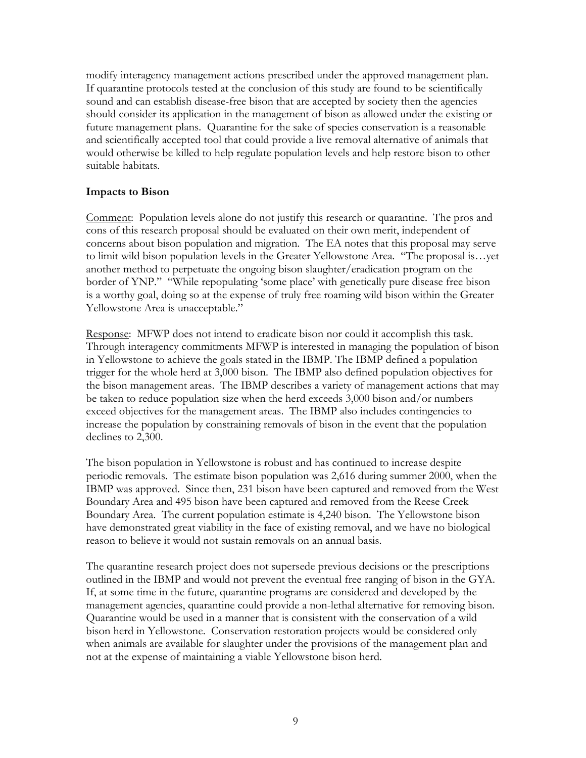modify interagency management actions prescribed under the approved management plan. If quarantine protocols tested at the conclusion of this study are found to be scientifically sound and can establish disease-free bison that are accepted by society then the agencies should consider its application in the management of bison as allowed under the existing or future management plans. Quarantine for the sake of species conservation is a reasonable and scientifically accepted tool that could provide a live removal alternative of animals that would otherwise be killed to help regulate population levels and help restore bison to other suitable habitats.

### Impacts to Bison

Comment: Population levels alone do not justify this research or quarantine. The pros and cons of this research proposal should be evaluated on their own merit, independent of concerns about bison population and migration. The EA notes that this proposal may serve to limit wild bison population levels in the Greater Yellowstone Area. "The proposal is…yet another method to perpetuate the ongoing bison slaughter/eradication program on the border of YNP." "While repopulating 'some place' with genetically pure disease free bison is a worthy goal, doing so at the expense of truly free roaming wild bison within the Greater Yellowstone Area is unacceptable."

Response: MFWP does not intend to eradicate bison nor could it accomplish this task. Through interagency commitments MFWP is interested in managing the population of bison in Yellowstone to achieve the goals stated in the IBMP. The IBMP defined a population trigger for the whole herd at 3,000 bison. The IBMP also defined population objectives for the bison management areas. The IBMP describes a variety of management actions that may be taken to reduce population size when the herd exceeds 3,000 bison and/or numbers exceed objectives for the management areas. The IBMP also includes contingencies to increase the population by constraining removals of bison in the event that the population declines to 2,300.

The bison population in Yellowstone is robust and has continued to increase despite periodic removals. The estimate bison population was 2,616 during summer 2000, when the IBMP was approved. Since then, 231 bison have been captured and removed from the West Boundary Area and 495 bison have been captured and removed from the Reese Creek Boundary Area. The current population estimate is 4,240 bison. The Yellowstone bison have demonstrated great viability in the face of existing removal, and we have no biological reason to believe it would not sustain removals on an annual basis.

The quarantine research project does not supersede previous decisions or the prescriptions outlined in the IBMP and would not prevent the eventual free ranging of bison in the GYA. If, at some time in the future, quarantine programs are considered and developed by the management agencies, quarantine could provide a non-lethal alternative for removing bison. Quarantine would be used in a manner that is consistent with the conservation of a wild bison herd in Yellowstone. Conservation restoration projects would be considered only when animals are available for slaughter under the provisions of the management plan and not at the expense of maintaining a viable Yellowstone bison herd.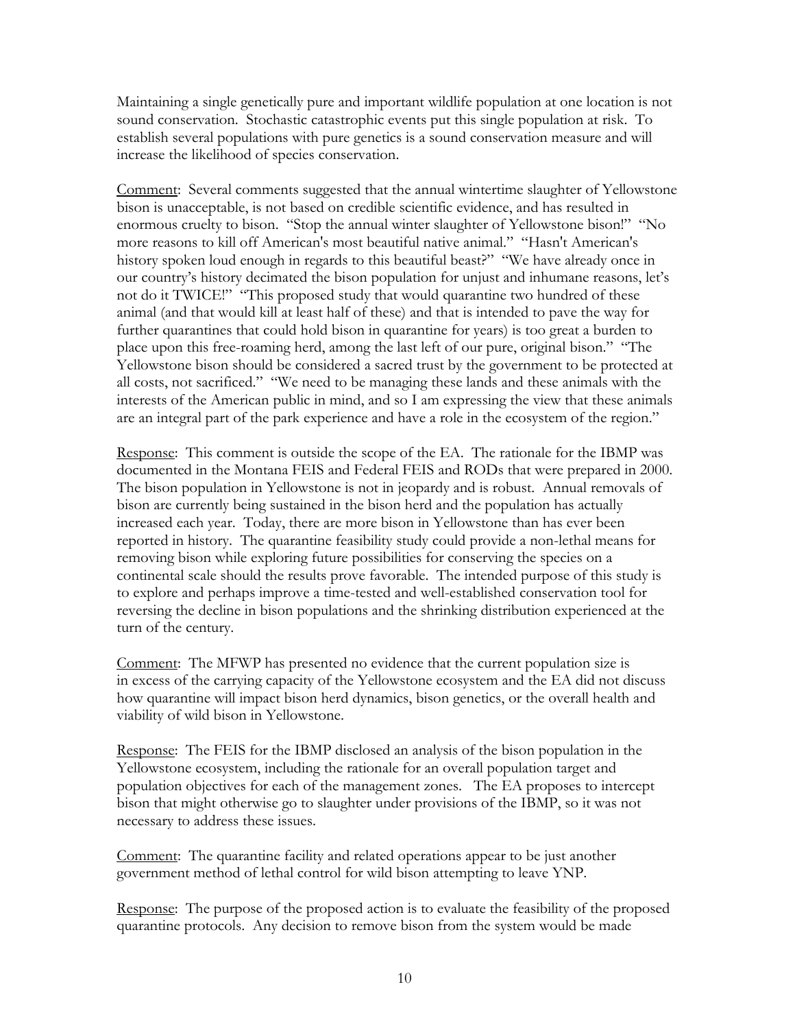Maintaining a single genetically pure and important wildlife population at one location is not sound conservation. Stochastic catastrophic events put this single population at risk. To establish several populations with pure genetics is a sound conservation measure and will increase the likelihood of species conservation.

Comment: Several comments suggested that the annual wintertime slaughter of Yellowstone bison is unacceptable, is not based on credible scientific evidence, and has resulted in enormous cruelty to bison. "Stop the annual winter slaughter of Yellowstone bison!" "No more reasons to kill off American's most beautiful native animal." "Hasn't American's history spoken loud enough in regards to this beautiful beast?" "We have already once in our country's history decimated the bison population for unjust and inhumane reasons, let's not do it TWICE!" "This proposed study that would quarantine two hundred of these animal (and that would kill at least half of these) and that is intended to pave the way for further quarantines that could hold bison in quarantine for years) is too great a burden to place upon this free-roaming herd, among the last left of our pure, original bison." "The Yellowstone bison should be considered a sacred trust by the government to be protected at all costs, not sacrificed." "We need to be managing these lands and these animals with the interests of the American public in mind, and so I am expressing the view that these animals are an integral part of the park experience and have a role in the ecosystem of the region."

Response: This comment is outside the scope of the EA. The rationale for the IBMP was documented in the Montana FEIS and Federal FEIS and RODs that were prepared in 2000. The bison population in Yellowstone is not in jeopardy and is robust. Annual removals of bison are currently being sustained in the bison herd and the population has actually increased each year. Today, there are more bison in Yellowstone than has ever been reported in history. The quarantine feasibility study could provide a non-lethal means for removing bison while exploring future possibilities for conserving the species on a continental scale should the results prove favorable. The intended purpose of this study is to explore and perhaps improve a time-tested and well-established conservation tool for reversing the decline in bison populations and the shrinking distribution experienced at the turn of the century.

Comment: The MFWP has presented no evidence that the current population size is in excess of the carrying capacity of the Yellowstone ecosystem and the EA did not discuss how quarantine will impact bison herd dynamics, bison genetics, or the overall health and viability of wild bison in Yellowstone.

Response: The FEIS for the IBMP disclosed an analysis of the bison population in the Yellowstone ecosystem, including the rationale for an overall population target and population objectives for each of the management zones. The EA proposes to intercept bison that might otherwise go to slaughter under provisions of the IBMP, so it was not necessary to address these issues.

Comment: The quarantine facility and related operations appear to be just another government method of lethal control for wild bison attempting to leave YNP.

Response: The purpose of the proposed action is to evaluate the feasibility of the proposed quarantine protocols. Any decision to remove bison from the system would be made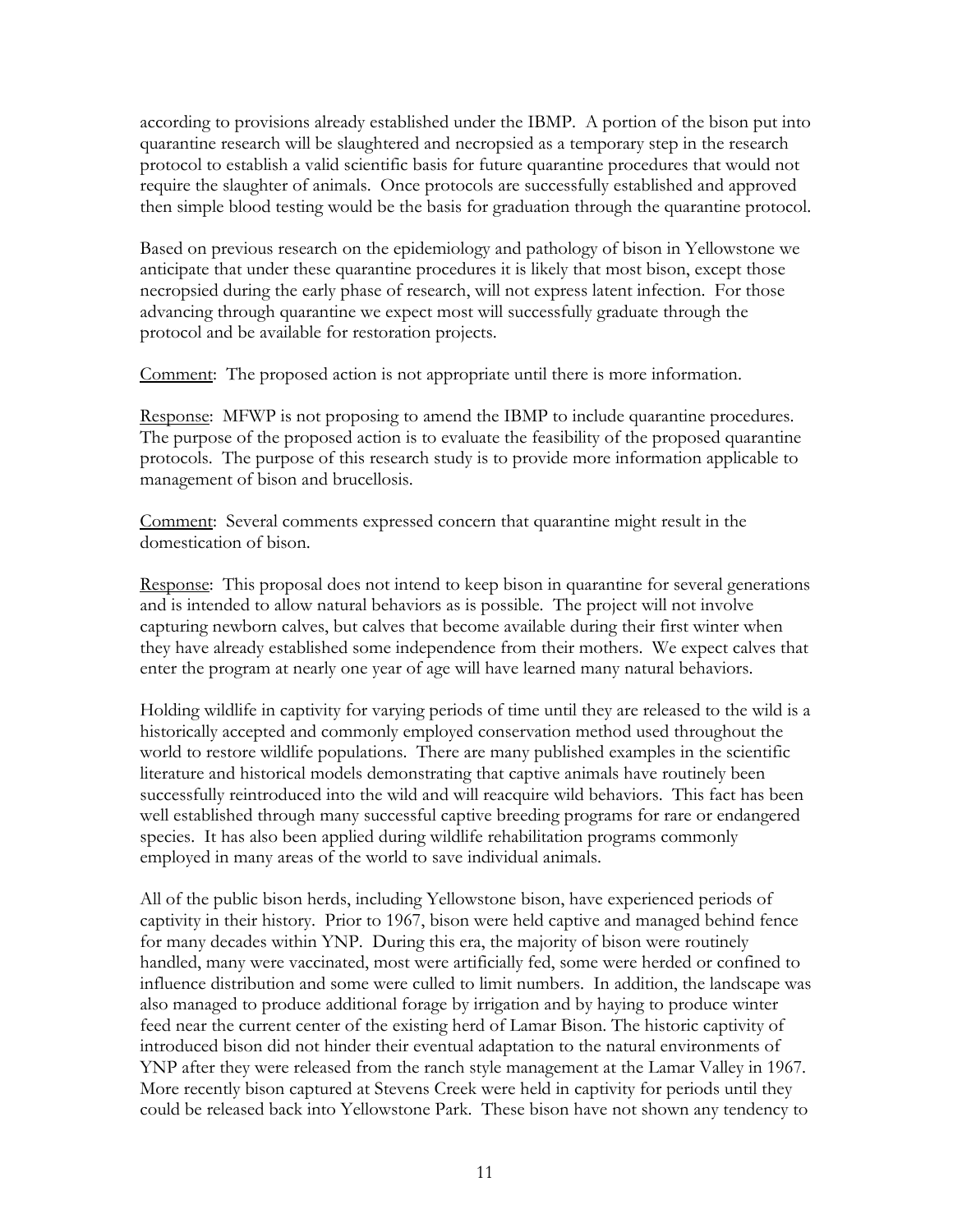according to provisions already established under the IBMP. A portion of the bison put into quarantine research will be slaughtered and necropsied as a temporary step in the research protocol to establish a valid scientific basis for future quarantine procedures that would not require the slaughter of animals. Once protocols are successfully established and approved then simple blood testing would be the basis for graduation through the quarantine protocol.

Based on previous research on the epidemiology and pathology of bison in Yellowstone we anticipate that under these quarantine procedures it is likely that most bison, except those necropsied during the early phase of research, will not express latent infection. For those advancing through quarantine we expect most will successfully graduate through the protocol and be available for restoration projects.

<u>Comment</u>: The proposed action is not appropriate until there is more information.

<u>Response</u>: MFWP is not proposing to amend the IBMP to include quarantine procedures. The purpose of the proposed action is to evaluate the feasibility of the proposed quarantine protocols. The purpose of this research study is to provide more information applicable to management of bison and brucellosis.

<u>Comment</u>: Several comments expressed concern that quarantine might result in the domestication of bison.

<u>Response</u>: This proposal does not intend to keep bison in quarantine for several generations and is intended to allow natural behaviors as is possible. The project will not involve capturing newborn calves, but calves that become available during their first winter when they have already established some independence from their mothers. We expect calves that enter the program at nearly one year of age will have learned many natural behaviors.

Holding wildlife in captivity for varying periods of time until they are released to the wild is a historically accepted and commonly employed conservation method used throughout the world to restore wildlife populations. There are many published examples in the scientific literature and historical models demonstrating that captive animals have routinely been successfully reintroduced into the wild and will reacquire wild behaviors. This fact has been well established through many successful captive breeding programs for rare or endangered species. It has also been applied during wildlife rehabilitation programs commonly employed in many areas of the world to save individual animals.

All of the public bison herds, including Yellowstone bison, have experienced periods of captivity in their history. Prior to 1967, bison were held captive and managed behind fence for many decades within YNP. During this era, the majority of bison were routinely handled, many were vaccinated, most were artificially fed, some were herded or confined to influence distribution and some were culled to limit numbers. In addition, the landscape was also managed to produce additional forage by irrigation and by haying to produce winter feed near the current center of the existing herd of Lamar Bison. The historic captivity of introduced bison did not hinder their eventual adaptation to the natural environments of YNP after they were released from the ranch style management at the Lamar Valley in 1967. More recently bison captured at Stevens Creek were held in captivity for periods until they could be released back into Yellowstone Park. These bison have not shown any tendency to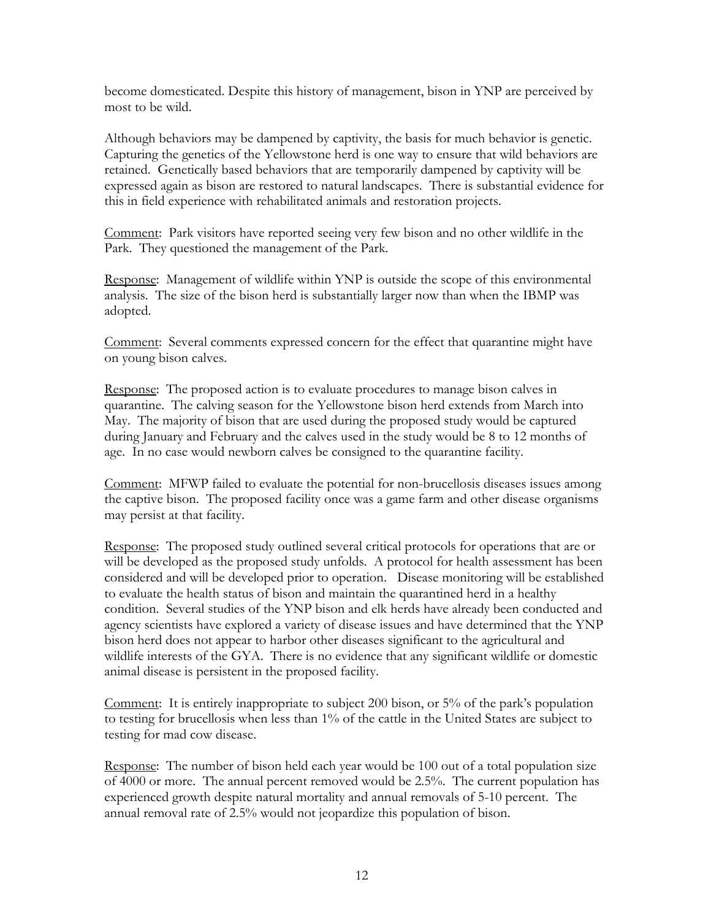become domesticated. Despite this history of management, bison in YNP are perceived by most to be wild.

Although behaviors may be dampened by captivity, the basis for much behavior is genetic. Capturing the genetics of the Yellowstone herd is one way to ensure that wild behaviors are retained. Genetically based behaviors that are temporarily dampened by captivity will be expressed again as bison are restored to natural landscapes. There is substantial evidence for this in field experience with rehabilitated animals and restoration projects.

<u>Comment</u>: Park visitors have reported seeing very few bison and no other wildlife in the Park. They questioned the management of the Park.

<u>Response</u>: Management of wildlife within YNP is outside the scope of this environmental analysis. The size of the bison herd is substantially larger now than when the IBMP was adopted.

<u>Comment</u>: Several comments expressed concern for the effect that quarantine might have on young bison calves.

<u>Response</u>: The proposed action is to evaluate procedures to manage bison calves in quarantine. The calving season for the Yellowstone bison herd extends from March into May. The majority of bison that are used during the proposed study would be captured during January and February and the calves used in the study would be 8 to 12 months of age. In no case would newborn calves be consigned to the quarantine facility.

<u>Comment</u>: MFWP failed to evaluate the potential for non-brucellosis diseases issues among the captive bison. The proposed facility once was a game farm and other disease organisms may persist at that facility.

<u>Response</u>: The proposed study outlined several critical protocols for operations that are or will be developed as the proposed study unfolds. A protocol for health assessment has been considered and will be developed prior to operation. Disease monitoring will be established to evaluate the health status of bison and maintain the quarantined herd in a healthy condition. Several studies of the YNP bison and elk herds have already been conducted and agency scientists have explored a variety of disease issues and have determined that the YNP bison herd does not appear to harbor other diseases significant to the agricultural and wildlife interests of the GYA. There is no evidence that any significant wildlife or domestic animal disease is persistent in the proposed facility.

<u>Comment</u>: It is entirely inappropriate to subject 200 bison, or 5% of the park's population to testing for brucellosis when less than 1% of the cattle in the United States are subject to testing for mad cow disease.

<u>Response</u>: The number of bison held each year would be 100 out of a total population size of 4000 or more. The annual percent removed would be 2.5%. The current population has experienced growth despite natural mortality and annual removals of 5-10 percent. The annual removal rate of 2.5% would not jeopardize this population of bison.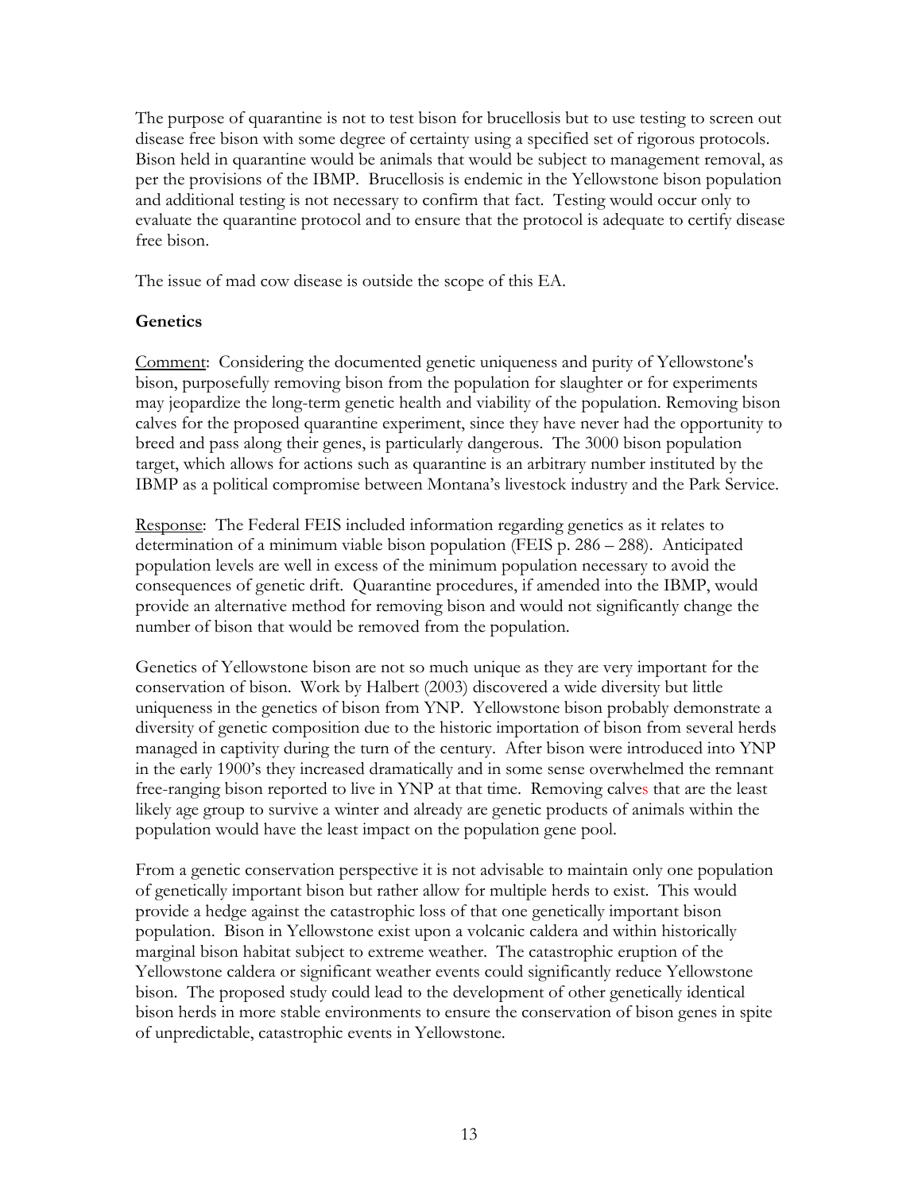The purpose of quarantine is not to test bison for brucellosis but to use testing to screen out disease free bison with some degree of certainty using a specified set of rigorous protocols. Bison held in quarantine would be animals that would be subject to management removal, as per the provisions of the IBMP. Brucellosis is endemic in the Yellowstone bison population and additional testing is not necessary to confirm that fact. Testing would occur only to evaluate the quarantine protocol and to ensure that the protocol is adequate to certify disease free bison.

The issue of mad cow disease is outside the scope of this EA.

**Genetics**

Comment: Considering the documented genetic uniqueness and purity of Yellowstone's bison, purposefully removing bison from the population for slaughter or for experiments may jeopardize the long-term genetic health and viability of the population. Removing bison calves for the proposed quarantine experiment, since they have never had the opportunity to breed and pass along their genes, is particularly dangerous. The 3000 bison population target, which allows for actions such as quarantine is an arbitrary number instituted by the IBMP as a political compromise between Montana's livestock industry and the Park Service.

Response: The Federal FEIS included information regarding genetics as it relates to determination of a minimum viable bison population (FEIS p. 286 – 288). Anticipated population levels are well in excess of the minimum population necessary to avoid the consequences of genetic drift. Quarantine procedures, if amended into the IBMP, would provide an alternative method for removing bison and would not significantly change the number of bison that would be removed from the population.

Genetics of Yellowstone bison are not so much unique as they are very important for the conservation of bison. Work by Halbert (2003) discovered a wide diversity but little uniqueness in the genetics of bison from YNP. Yellowstone bison probably demonstrate a diversity of genetic composition due to the historic importation of bison from several herds managed in captivity during the turn of the century. After bison were introduced into YNP in the early 1900's they increased dramatically and in some sense overwhelmed the remnant free-ranging bison reported to live in YNP at that time. Removing calves that are the least likely age group to survive a winter and already are genetic products of animals within the population would have the least impact on the population gene pool.

From a genetic conservation perspective it is not advisable to maintain only one population of genetically important bison but rather allow for multiple herds to exist. This would provide a hedge against the catastrophic loss of that one genetically important bison population. Bison in Yellowstone exist upon a volcanic caldera and within historically marginal bison habitat subject to extreme weather. The catastrophic eruption of the Yellowstone caldera or significant weather events could significantly reduce Yellowstone bison. The proposed study could lead to the development of other genetically identical bison herds in more stable environments to ensure the conservation of bison genes in spite of unpredictable, catastrophic events in Yellowstone.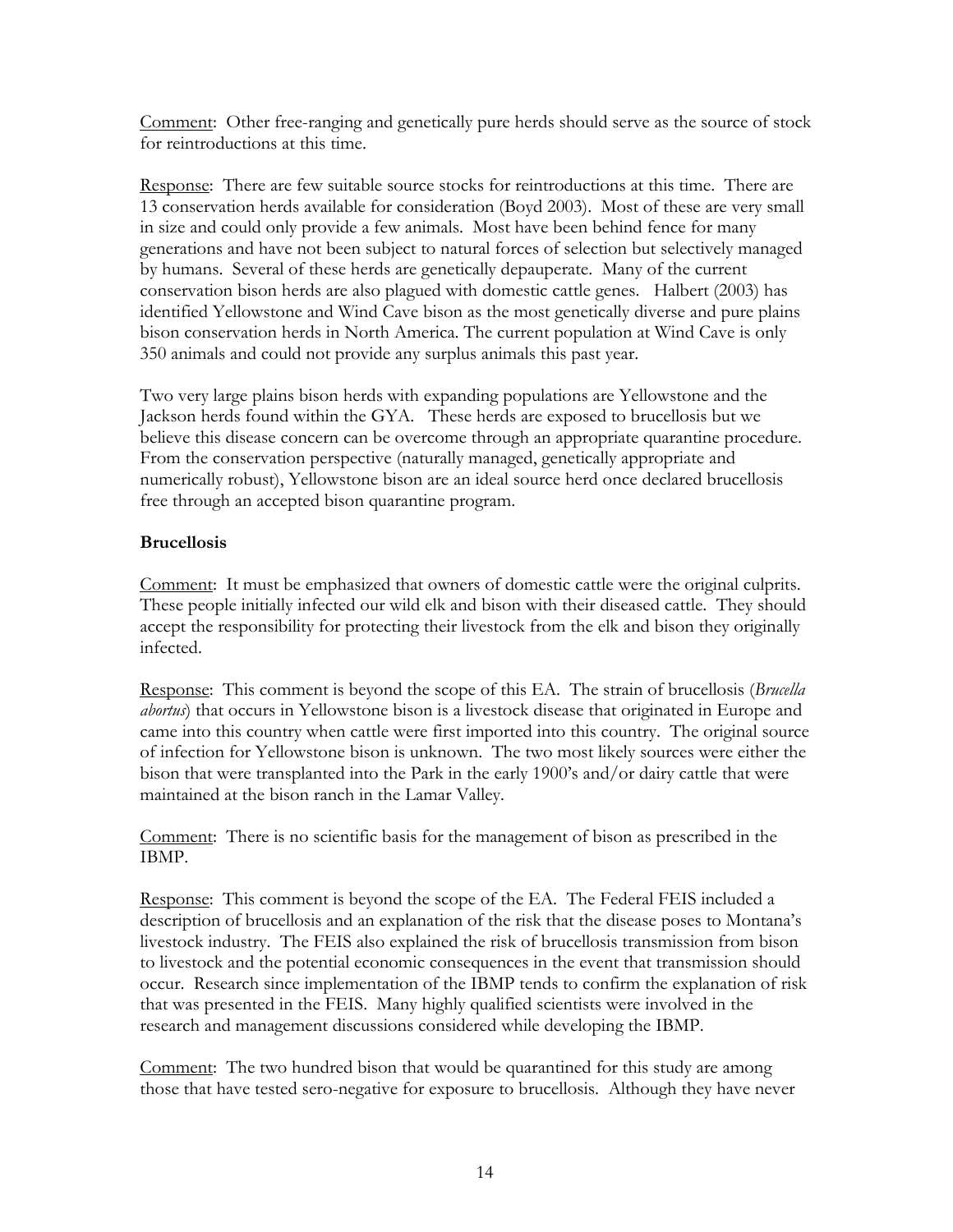Comment: Other free-ranging and genetically pure herds should serve as the source of stock for reintroductions at this time.

Response: There are few suitable source stocks for reintroductions at this time. There are 13 conservation herds available for consideration (Boyd 2003). Most of these are very small in size and could only provide a few animals. Most have been behind fence for many generations and have not been subject to natural forces of selection but selectively managed by humans. Several of these herds are genetically depauperate. Many of the current conservation bison herds are also plagued with domestic cattle genes. Halbert (2003) has identified Yellowstone and Wind Cave bison as the most genetically diverse and pure plains bison conservation herds in North America. The current population at Wind Cave is only 350 animals and could not provide any surplus animals this past year.

Two very large plains bison herds with expanding populations are Yellowstone and the Jackson herds found within the GYA. These herds are exposed to brucellosis but we believe this disease concern can be overcome through an appropriate quarantine procedure. From the conservation perspective (naturally managed, genetically appropriate and numerically robust), Yellowstone bison are an ideal source herd once declared brucellosis free through an accepted bison quarantine program.

**Brucellosis**

Comment: It must be emphasized that owners of domestic cattle were the original culprits. These people initially infected our wild elk and bison with their diseased cattle. They should accept the responsibility for protecting their livestock from the elk and bison they originally infected.

Response: This comment is beyond the scope of this EA. The strain of brucellosis (*Brucella abortus*) that occurs in Yellowstone bison is a livestock disease that originated in Europe and came into this country when cattle were first imported into this country. The original source of infection for Yellowstone bison is unknown. The two most likely sources were either the bison that were transplanted into the Park in the early 1900's and/or dairy cattle that were maintained at the bison ranch in the Lamar Valley.

Comment: There is no scientific basis for the management of bison as prescribed in the IBMP.

Response: This comment is beyond the scope of the EA. The Federal FEIS included a description of brucellosis and an explanation of the risk that the disease poses to Montana's livestock industry. The FEIS also explained the risk of brucellosis transmission from bison to livestock and the potential economic consequences in the event that transmission should occur. Research since implementation of the IBMP tends to confirm the explanation of risk that was presented in the FEIS. Many highly qualified scientists were involved in the research and management discussions considered while developing the IBMP.

Comment: The two hundred bison that would be quarantined for this study are among those that have tested sero-negative for exposure to brucellosis. Although they have never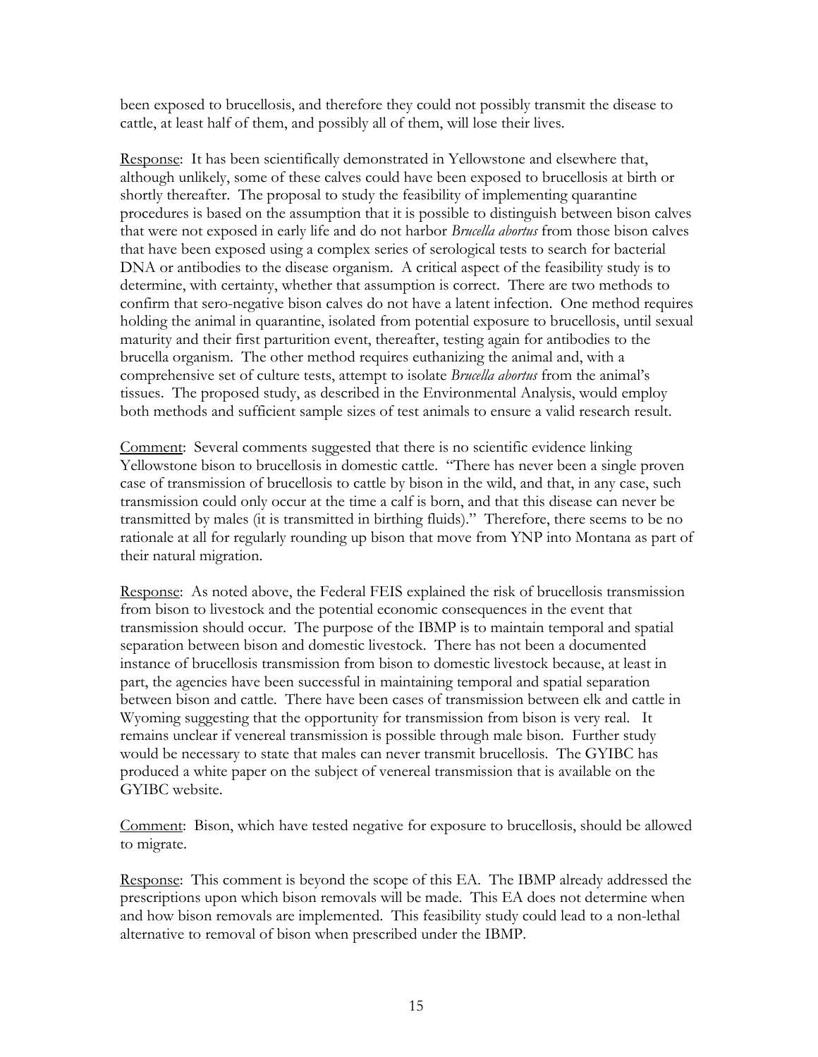been exposed to brucellosis, and therefore they could not possibly transmit the disease to cattle, at least half of them, and possibly all of them, will lose their lives.

Response: It has been scientifically demonstrated in Yellowstone and elsewhere that, although unlikely, some of these calves could have been exposed to brucellosis at birth or shortly thereafter. The proposal to study the feasibility of implementing quarantine procedures is based on the assumption that it is possible to distinguish between bison calves that were not exposed in early life and do not harbor *Brucella abortus* from those bison calves that have been exposed using a complex series of serological tests to search for bacterial DNA or antibodies to the disease organism. A critical aspect of the feasibility study is to determine, with certainty, whether that assumption is correct. There are two methods to confirm that sero-negative bison calves do not have a latent infection. One method requires holding the animal in quarantine, isolated from potential exposure to brucellosis, until sexual maturity and their first parturition event, thereafter, testing again for antibodies to the brucella organism. The other method requires euthanizing the animal and, with a comprehensive set of culture tests, attempt to isolate *Brucella abortus* from the animal's tissues. The proposed study, as described in the Environmental Analysis, would employ both methods and sufficient sample sizes of test animals to ensure a valid research result.

Comment: Several comments suggested that there is no scientific evidence linking Yellowstone bison to brucellosis in domestic cattle. "There has never been a single proven case of transmission of brucellosis to cattle by bison in the wild, and that, in any case, such transmission could only occur at the time a calf is born, and that this disease can never be transmitted by males (it is transmitted in birthing fluids)." Therefore, there seems to be no rationale at all for regularly rounding up bison that move from YNP into Montana as part of their natural migration.

Response: As noted above, the Federal FEIS explained the risk of brucellosis transmission from bison to livestock and the potential economic consequences in the event that transmission should occur. The purpose of the IBMP is to maintain temporal and spatial separation between bison and domestic livestock. There has not been a documented instance of brucellosis transmission from bison to domestic livestock because, at least in part, the agencies have been successful in maintaining temporal and spatial separation between bison and cattle. There have been cases of transmission between elk and cattle in Wyoming suggesting that the opportunity for transmission from bison is very real. It remains unclear if venereal transmission is possible through male bison. Further study would be necessary to state that males can never transmit brucellosis. The GYIBC has produced a white paper on the subject of venereal transmission that is available on the GYIBC website.

Comment: Bison, which have tested negative for exposure to brucellosis, should be allowed to migrate.

Response: This comment is beyond the scope of this EA. The IBMP already addressed the prescriptions upon which bison removals will be made. This EA does not determine when and how bison removals are implemented. This feasibility study could lead to a non-lethal alternative to removal of bison when prescribed under the IBMP.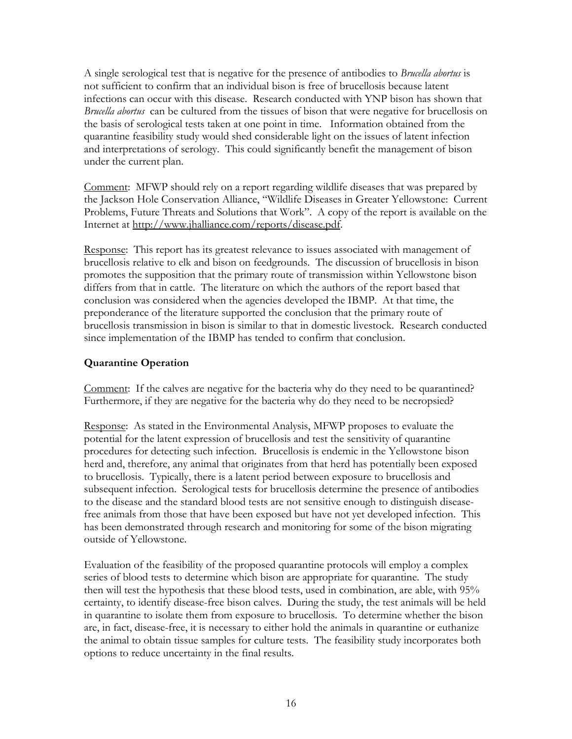A single serological test that is negative for the presence of antibodies to *Brucella abortus* is not sufficient to confirm that an individual bison is free of brucellosis because latent infections can occur with this disease. Research conducted with YNP bison has shown that *Brucella abortus* can be cultured from the tissues of bison that were negative for brucellosis on the basis of serological tests taken at one point in time. Information obtained from the quarantine feasibility study would shed considerable light on the issues of latent infection and interpretations of serology. This could significantly benefit the management of bison under the current plan.

<u>Comment</u>: MFWP should rely on a report regarding wildlife diseases that was prepared by the Jackson Hole Conservation Alliance, "Wildlife Diseases in Greater Yellowstone: Current Problems, Future Threats and Solutions that Work". A copy of the report is available on the Internet at http://www.jhalliance.com/reports/disease.pdf.

<u>Response</u>: This report has its greatest relevance to issues associated with management of brucellosis relative to elk and bison on feedgrounds. The discussion of brucellosis in bison promotes the supposition that the primary route of transmission within Yellowstone bison differs from that in cattle. The literature on which the authors of the report based that conclusion was considered when the agencies developed the IBMP. At that time, the preponderance of the literature supported the conclusion that the primary route of brucellosis transmission in bison is similar to that in domestic livestock. Research conducted since implementation of the IBMP has tended to confirm that conclusion.

**Quarantine Operation**

<u>Comment</u>: If the calves are negative for the bacteria why do they need to be quarantined? Furthermore, if they are negative for the bacteria why do they need to be necropsied?

<u>Response</u>: As stated in the Environmental Analysis, MFWP proposes to evaluate the potential for the latent expression of brucellosis and test the sensitivity of quarantine procedures for detecting such infection. Brucellosis is endemic in the Yellowstone bison herd and, therefore, any animal that originates from that herd has potentially been exposed to brucellosis. Typically, there is a latent period between exposure to brucellosis and subsequent infection. Serological tests for brucellosis determine the presence of antibodies to the disease and the standard blood tests are not sensitive enough to distinguish disease-free animals from those that have been exposed but have not yet developed infection. This has been demonstrated through research and monitoring for some of the bison migrating outside of Yellowstone.

Evaluation of the feasibility of the proposed quarantine protocols will employ a complex series of blood tests to determine which bison are appropriate for quarantine. The study then will test the hypothesis that these blood tests, used in combination, are able, with 95% certainty, to identify disease-free bison calves. During the study, the test animals will be held in quarantine to isolate them from exposure to brucellosis. To determine whether the bison are, in fact, disease-free, it is necessary to either hold the animals in quarantine or euthanize the animal to obtain tissue samples for culture tests. The feasibility study incorporates both options to reduce uncertainty in the final results.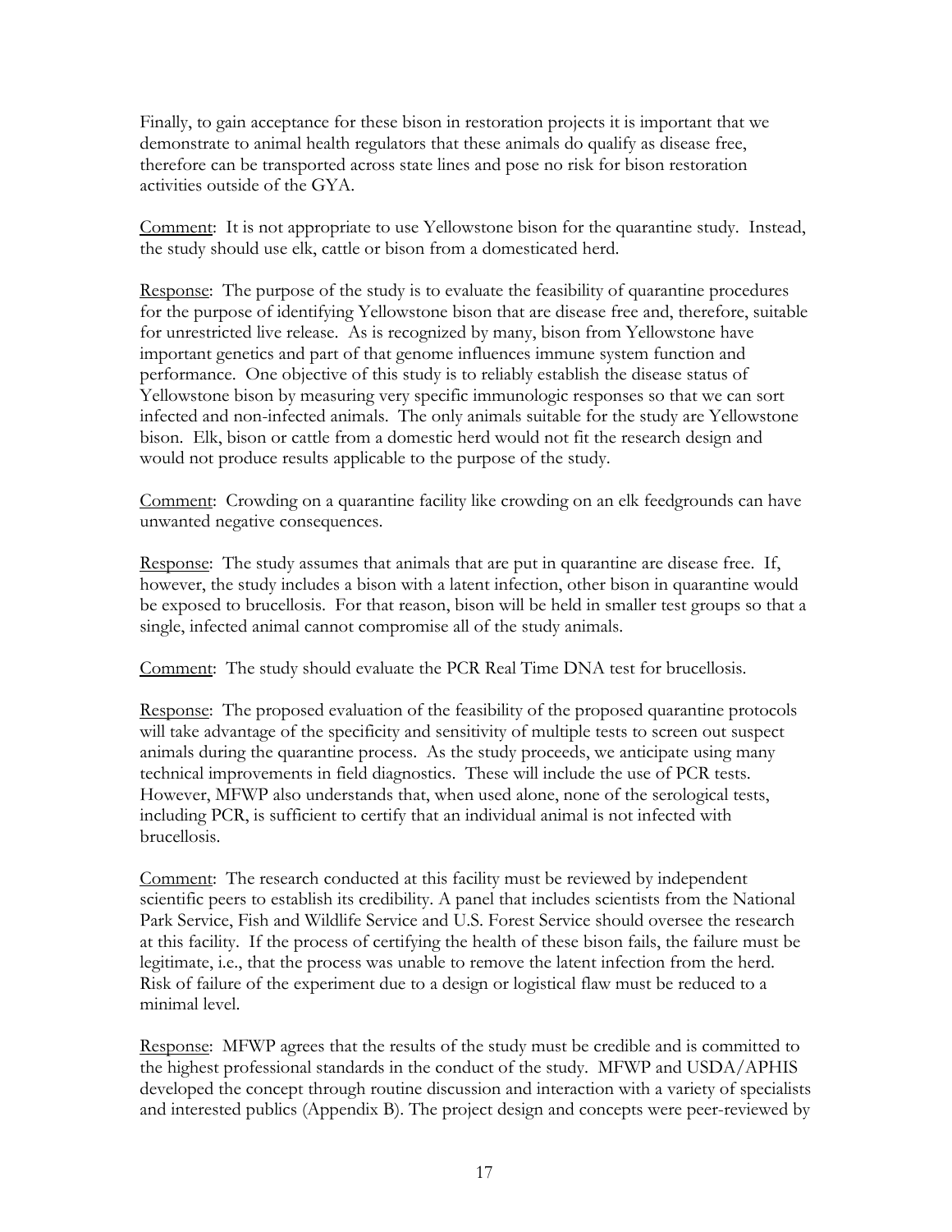Finally, to gain acceptance for these bison in restoration projects it is important that we demonstrate to animal health regulators that these animals do qualify as disease free, therefore can be transported across state lines and pose no risk for bison restoration activities outside of the GYA.

Comment: It is not appropriate to use Yellowstone bison for the quarantine study. Instead, the study should use elk, cattle or bison from a domesticated herd.

Response: The purpose of the study is to evaluate the feasibility of quarantine procedures for the purpose of identifying Yellowstone bison that are disease free and, therefore, suitable for unrestricted live release. As is recognized by many, bison from Yellowstone have important genetics and part of that genome influences immune system function and performance. One objective of this study is to reliably establish the disease status of Yellowstone bison by measuring very specific immunologic responses so that we can sort infected and non-infected animals. The only animals suitable for the study are Yellowstone bison. Elk, bison or cattle from a domestic herd would not fit the research design and would not produce results applicable to the purpose of the study.

Comment: Crowding on a quarantine facility like crowding on an elk feedgrounds can have unwanted negative consequences.

Response: The study assumes that animals that are put in quarantine are disease free. If, however, the study includes a bison with a latent infection, other bison in quarantine would be exposed to brucellosis. For that reason, bison will be held in smaller test groups so that a single, infected animal cannot compromise all of the study animals.

Comment: The study should evaluate the PCR Real Time DNA test for brucellosis.

Response: The proposed evaluation of the feasibility of the proposed quarantine protocols will take advantage of the specificity and sensitivity of multiple tests to screen out suspect animals during the quarantine process. As the study proceeds, we anticipate using many technical improvements in field diagnostics. These will include the use of PCR tests. However, MFWP also understands that, when used alone, none of the serological tests, including PCR, is sufficient to certify that an individual animal is not infected with brucellosis.

Comment: The research conducted at this facility must be reviewed by independent scientific peers to establish its credibility. A panel that includes scientists from the National Park Service, Fish and Wildlife Service and U.S. Forest Service should oversee the research at this facility. If the process of certifying the health of these bison fails, the failure must be legitimate, i.e., that the process was unable to remove the latent infection from the herd. Risk of failure of the experiment due to a design or logistical flaw must be reduced to a minimal level.

Response: MFWP agrees that the results of the study must be credible and is committed to the highest professional standards in the conduct of the study. MFWP and USDA/APHIS developed the concept through routine discussion and interaction with a variety of specialists and interested publics (Appendix B). The project design and concepts were peer-reviewed by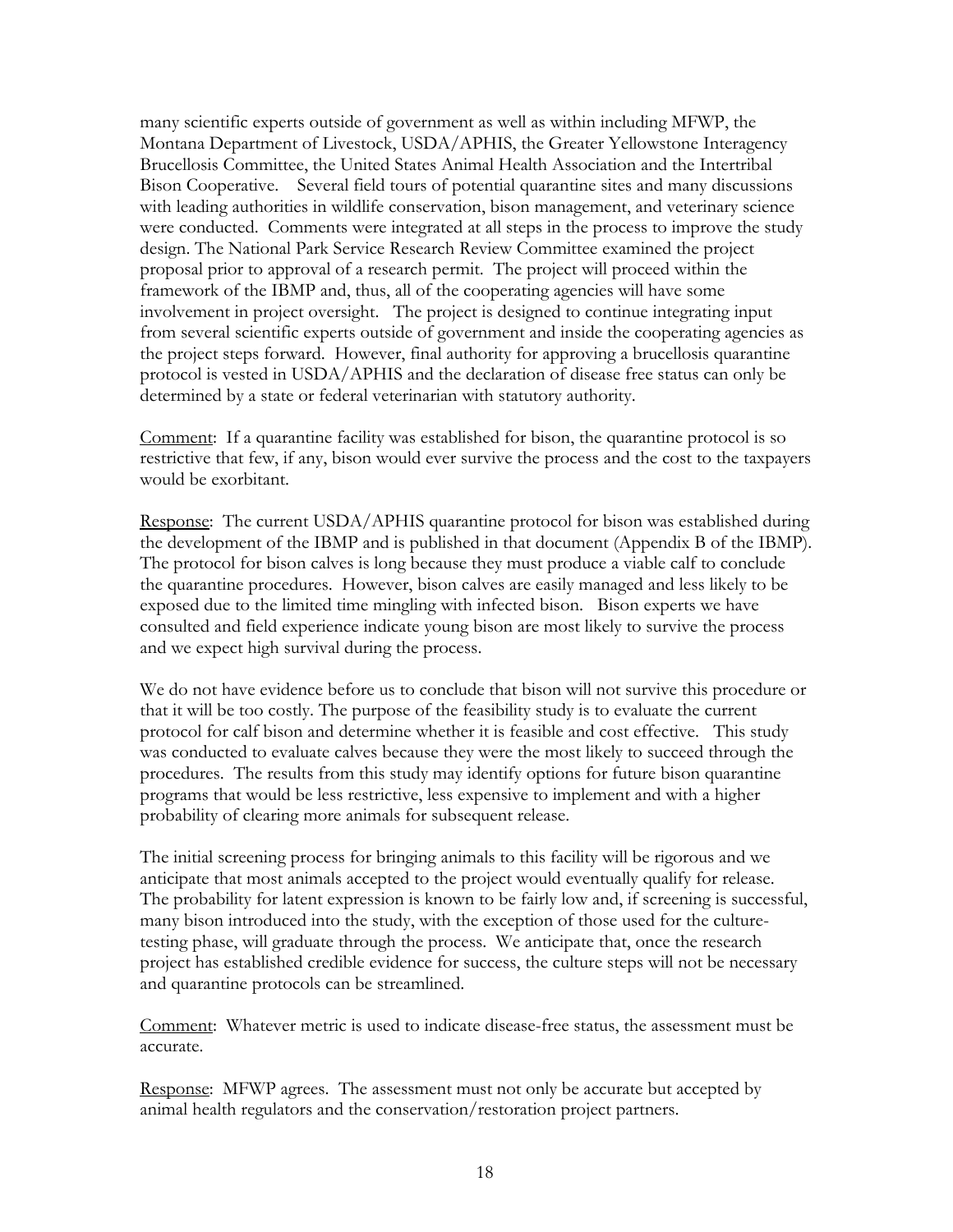many scientific experts outside of government as well as within including MFWP, the Montana Department of Livestock, USDA/APHIS, the Greater Yellowstone Interagency Brucellosis Committee, the United States Animal Health Association and the Intertribal Bison Cooperative. Several field tours of potential quarantine sites and many discussions with leading authorities in wildlife conservation, bison management, and veterinary science were conducted. Comments were integrated at all steps in the process to improve the study design. The National Park Service Research Review Committee examined the project proposal prior to approval of a research permit. The project will proceed within the framework of the IBMP and, thus, all of the cooperating agencies will have some involvement in project oversight. The project is designed to continue integrating input from several scientific experts outside of government and inside the cooperating agencies as the project steps forward. However, final authority for approving a brucellosis quarantine protocol is vested in USDA/APHIS and the declaration of disease free status can only be determined by a state or federal veterinarian with statutory authority.

Comment: If a quarantine facility was established for bison, the quarantine protocol is so restrictive that few, if any, bison would ever survive the process and the cost to the taxpayers would be exorbitant.

Response: The current USDA/APHIS quarantine protocol for bison was established during the development of the IBMP and is published in that document (Appendix B of the IBMP). The protocol for bison calves is long because they must produce a viable calf to conclude the quarantine procedures. However, bison calves are easily managed and less likely to be exposed due to the limited time mingling with infected bison. Bison experts we have consulted and field experience indicate young bison are most likely to survive the process and we expect high survival during the process.

We do not have evidence before us to conclude that bison will not survive this procedure or that it will be too costly. The purpose of the feasibility study is to evaluate the current protocol for calf bison and determine whether it is feasible and cost effective. This study was conducted to evaluate calves because they were the most likely to succeed through the procedures. The results from this study may identify options for future bison quarantine programs that would be less restrictive, less expensive to implement and with a higher probability of clearing more animals for subsequent release.

The initial screening process for bringing animals to this facility will be rigorous and we anticipate that most animals accepted to the project would eventually qualify for release. The probability for latent expression is known to be fairly low and, if screening is successful, many bison introduced into the study, with the exception of those used for the culture-testing phase, will graduate through the process. We anticipate that, once the research project has established credible evidence for success, the culture steps will not be necessary and quarantine protocols can be streamlined.

Comment: Whatever metric is used to indicate disease-free status, the assessment must be accurate.

Response: MFWP agrees. The assessment must not only be accurate but accepted by animal health regulators and the conservation/restoration project partners.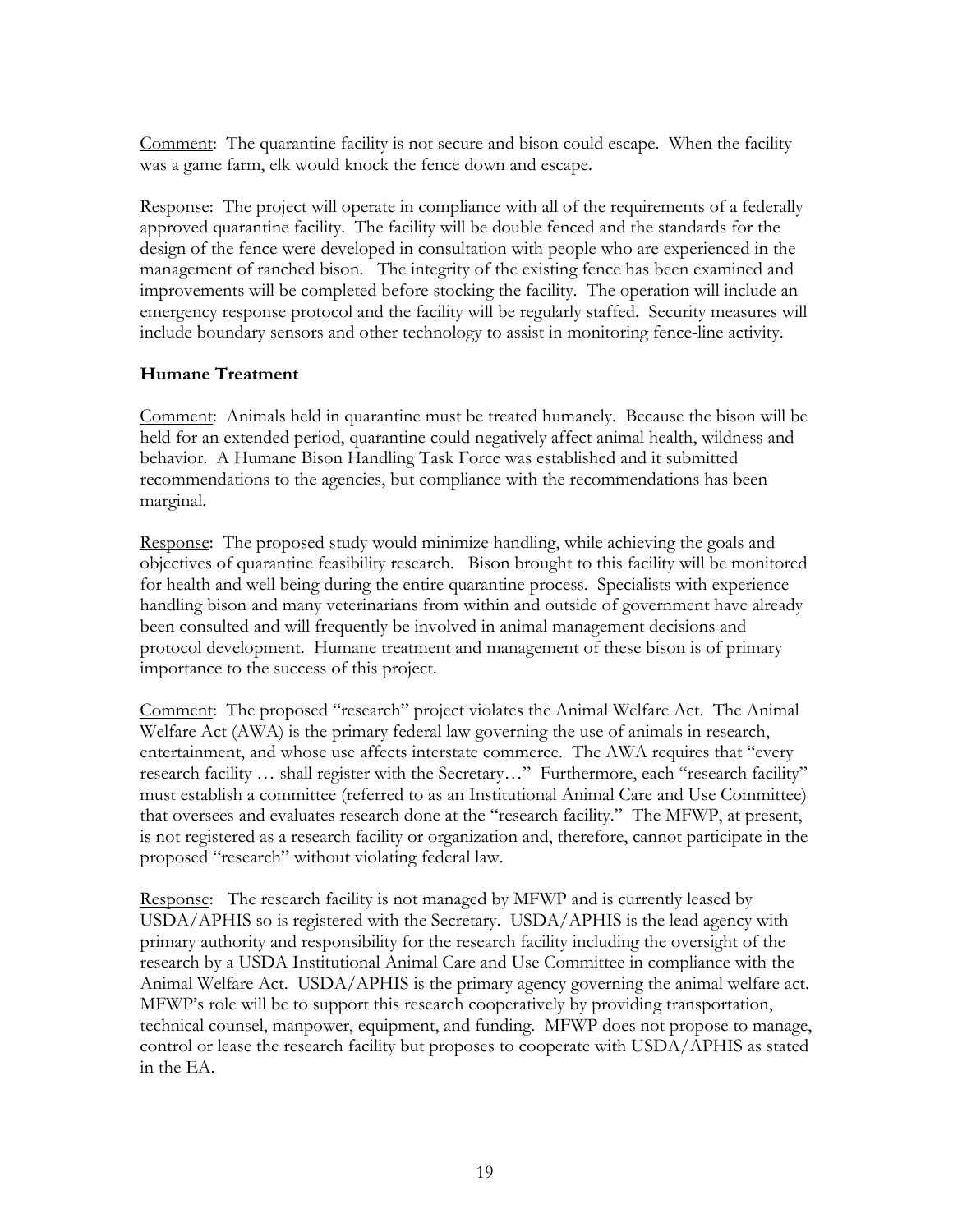Comment: The quarantine facility is not secure and bison could escape. When the facility was a game farm, elk would knock the fence down and escape.

Response: The project will operate in compliance with all of the requirements of a federally approved quarantine facility. The facility will be double fenced and the standards for the design of the fence were developed in consultation with people who are experienced in the management of ranched bison. The integrity of the existing fence has been examined and improvements will be completed before stocking the facility. The operation will include an emergency response protocol and the facility will be regularly staffed. Security measures will include boundary sensors and other technology to assist in monitoring fence-line activity.

### Humane Treatment

Comment: Animals held in quarantine must be treated humanely. Because the bison will be held for an extended period, quarantine could negatively affect animal health, wildness and behavior. A Humane Bison Handling Task Force was established and it submitted recommendations to the agencies, but compliance with the recommendations has been marginal.

Response: The proposed study would minimize handling, while achieving the goals and objectives of quarantine feasibility research. Bison brought to this facility will be monitored for health and well being during the entire quarantine process. Specialists with experience handling bison and many veterinarians from within and outside of government have already been consulted and will frequently be involved in animal management decisions and protocol development. Humane treatment and management of these bison is of primary importance to the success of this project.

Comment: The proposed "research" project violates the Animal Welfare Act. The Animal Welfare Act (AWA) is the primary federal law governing the use of animals in research, entertainment, and whose use affects interstate commerce. The AWA requires that "every research facility … shall register with the Secretary…" Furthermore, each "research facility" must establish a committee (referred to as an Institutional Animal Care and Use Committee) that oversees and evaluates research done at the "research facility." The MFWP, at present, is not registered as a research facility or organization and, therefore, cannot participate in the proposed "research" without violating federal law.

Response: The research facility is not managed by MFWP and is currently leased by USDA/APHIS so is registered with the Secretary. USDA/APHIS is the lead agency with primary authority and responsibility for the research facility including the oversight of the research by a USDA Institutional Animal Care and Use Committee in compliance with the Animal Welfare Act. USDA/APHIS is the primary agency governing the animal welfare act. MFWP's role will be to support this research cooperatively by providing transportation, technical counsel, manpower, equipment, and funding. MFWP does not propose to manage, control or lease the research facility but proposes to cooperate with USDA/APHIS as stated in the EA.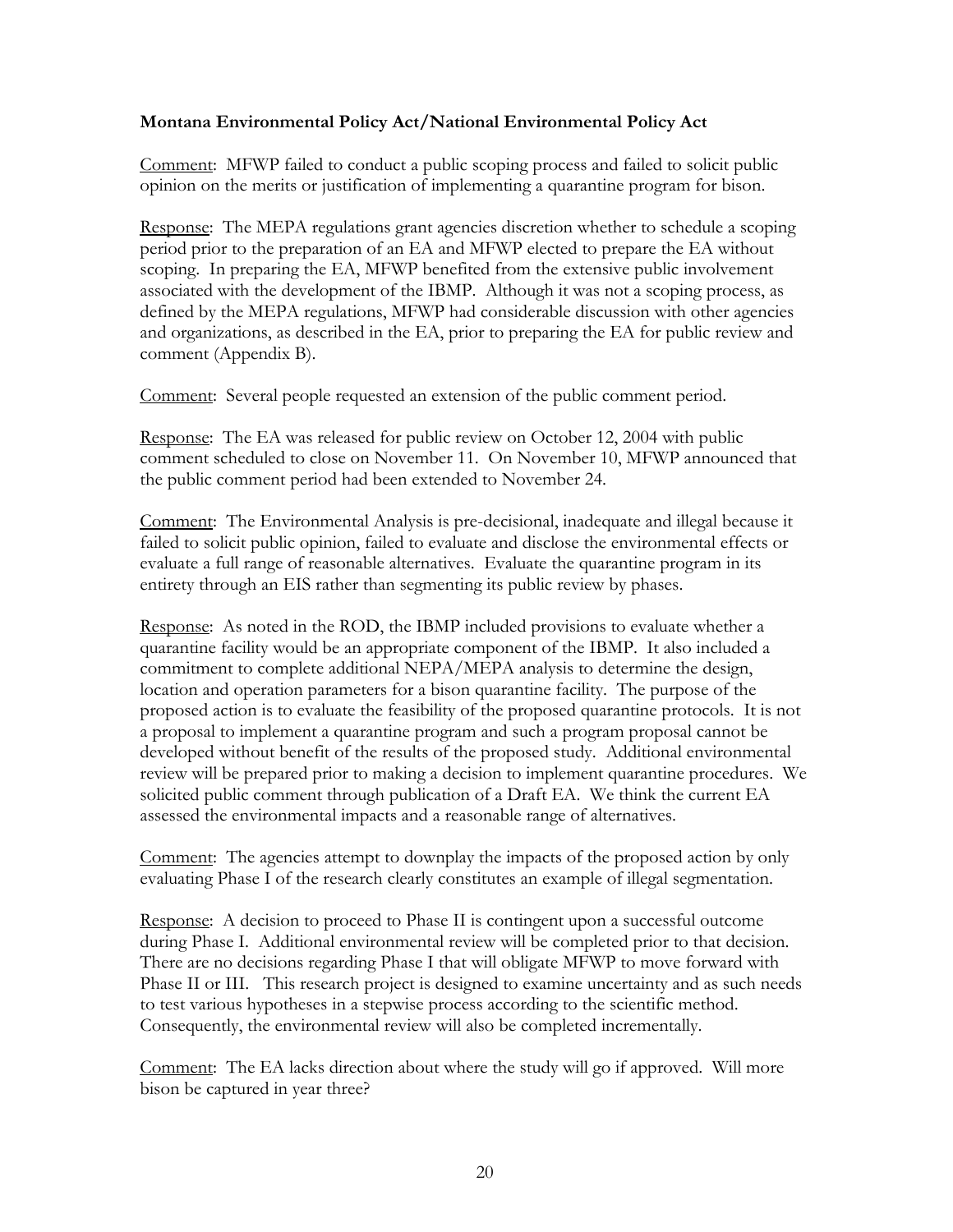**Montana Environmental Policy Act/National Environmental Policy Act**

<u>Comment</u>: MFWP failed to conduct a public scoping process and failed to solicit public opinion on the merits or justification of implementing a quarantine program for bison.

<u>Response</u>: The MEPA regulations grant agencies discretion whether to schedule a scoping period prior to the preparation of an EA and MFWP elected to prepare the EA without scoping. In preparing the EA, MFWP benefited from the extensive public involvement associated with the development of the IBMP. Although it was not a scoping process, as defined by the MEPA regulations, MFWP had considerable discussion with other agencies and organizations, as described in the EA, prior to preparing the EA for public review and comment (Appendix B).

<u>Comment</u>: Several people requested an extension of the public comment period.

<u>Response</u>: The EA was released for public review on October 12, 2004 with public comment scheduled to close on November 11. On November 10, MFWP announced that the public comment period had been extended to November 24.

<u>Comment</u>: The Environmental Analysis is pre-decisional, inadequate and illegal because it failed to solicit public opinion, failed to evaluate and disclose the environmental effects or evaluate a full range of reasonable alternatives. Evaluate the quarantine program in its entirety through an EIS rather than segmenting its public review by phases.

<u>Response</u>: As noted in the ROD, the IBMP included provisions to evaluate whether a quarantine facility would be an appropriate component of the IBMP. It also included a commitment to complete additional NEPA/MEPA analysis to determine the design, location and operation parameters for a bison quarantine facility. The purpose of the proposed action is to evaluate the feasibility of the proposed quarantine protocols. It is not a proposal to implement a quarantine program and such a program proposal cannot be developed without benefit of the results of the proposed study. Additional environmental review will be prepared prior to making a decision to implement quarantine procedures. We solicited public comment through publication of a Draft EA. We think the current EA assessed the environmental impacts and a reasonable range of alternatives.

<u>Comment</u>: The agencies attempt to downplay the impacts of the proposed action by only evaluating Phase I of the research clearly constitutes an example of illegal segmentation.

<u>Response</u>: A decision to proceed to Phase II is contingent upon a successful outcome during Phase I. Additional environmental review will be completed prior to that decision. There are no decisions regarding Phase I that will obligate MFWP to move forward with Phase II or III. This research project is designed to examine uncertainty and as such needs to test various hypotheses in a stepwise process according to the scientific method. Consequently, the environmental review will also be completed incrementally.

<u>Comment</u>: The EA lacks direction about where the study will go if approved. Will more bison be captured in year three?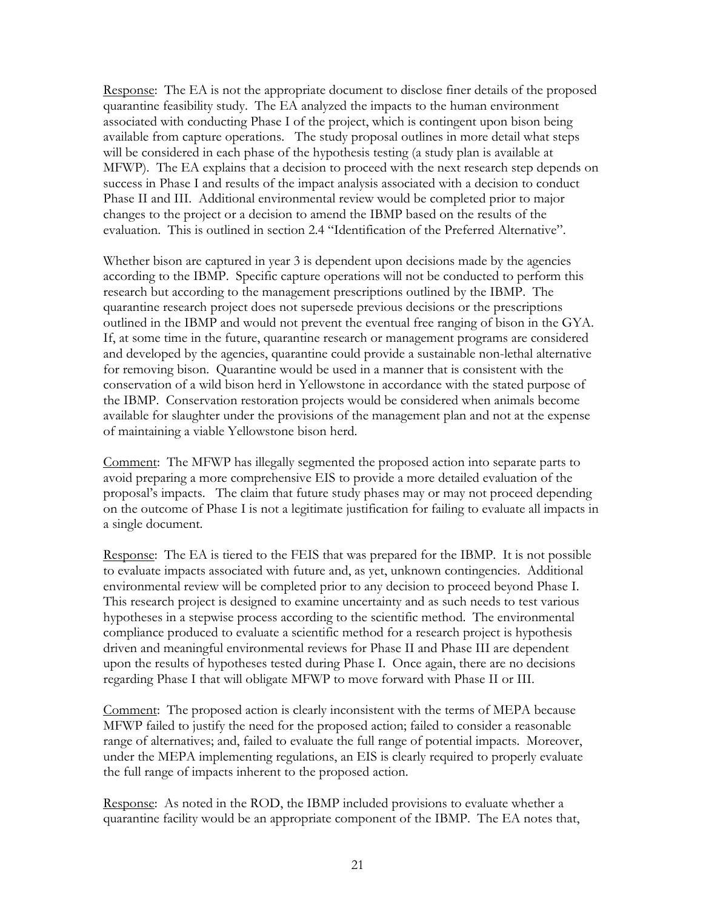Response: The EA is not the appropriate document to disclose finer details of the proposed quarantine feasibility study. The EA analyzed the impacts to the human environment associated with conducting Phase I of the project, which is contingent upon bison being available from capture operations. The study proposal outlines in more detail what steps will be considered in each phase of the hypothesis testing (a study plan is available at MFWP). The EA explains that a decision to proceed with the next research step depends on success in Phase I and results of the impact analysis associated with a decision to conduct Phase II and III. Additional environmental review would be completed prior to major changes to the project or a decision to amend the IBMP based on the results of the evaluation. This is outlined in section 2.4 "Identification of the Preferred Alternative".

Whether bison are captured in year 3 is dependent upon decisions made by the agencies according to the IBMP. Specific capture operations will not be conducted to perform this research but according to the management prescriptions outlined by the IBMP. The quarantine research project does not supersede previous decisions or the prescriptions outlined in the IBMP and would not prevent the eventual free ranging of bison in the GYA. If, at some time in the future, quarantine research or management programs are considered and developed by the agencies, quarantine could provide a sustainable non-lethal alternative for removing bison. Quarantine would be used in a manner that is consistent with the conservation of a wild bison herd in Yellowstone in accordance with the stated purpose of the IBMP. Conservation restoration projects would be considered when animals become available for slaughter under the provisions of the management plan and not at the expense of maintaining a viable Yellowstone bison herd.

Comment: The MFWP has illegally segmented the proposed action into separate parts to avoid preparing a more comprehensive EIS to provide a more detailed evaluation of the proposal's impacts. The claim that future study phases may or may not proceed depending on the outcome of Phase I is not a legitimate justification for failing to evaluate all impacts in a single document.

Response: The EA is tiered to the FEIS that was prepared for the IBMP. It is not possible to evaluate impacts associated with future and, as yet, unknown contingencies. Additional environmental review will be completed prior to any decision to proceed beyond Phase I. This research project is designed to examine uncertainty and as such needs to test various hypotheses in a stepwise process according to the scientific method. The environmental compliance produced to evaluate a scientific method for a research project is hypothesis driven and meaningful environmental reviews for Phase II and Phase III are dependent upon the results of hypotheses tested during Phase I. Once again, there are no decisions regarding Phase I that will obligate MFWP to move forward with Phase II or III.

Comment: The proposed action is clearly inconsistent with the terms of MEPA because MFWP failed to justify the need for the proposed action; failed to consider a reasonable range of alternatives; and, failed to evaluate the full range of potential impacts. Moreover, under the MEPA implementing regulations, an EIS is clearly required to properly evaluate the full range of impacts inherent to the proposed action.

Response: As noted in the ROD, the IBMP included provisions to evaluate whether a quarantine facility would be an appropriate component of the IBMP. The EA notes that,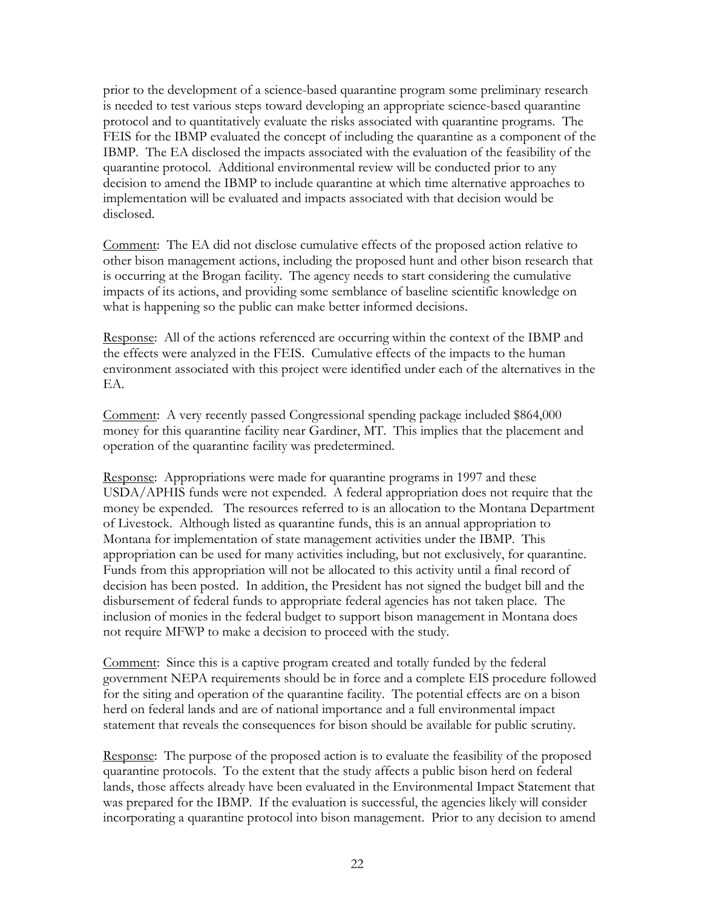prior to the development of a science-based quarantine program some preliminary research is needed to test various steps toward developing an appropriate science-based quarantine protocol and to quantitatively evaluate the risks associated with quarantine programs. The FEIS for the IBMP evaluated the concept of including the quarantine as a component of the IBMP. The EA disclosed the impacts associated with the evaluation of the feasibility of the quarantine protocol. Additional environmental review will be conducted prior to any decision to amend the IBMP to include quarantine at which time alternative approaches to implementation will be evaluated and impacts associated with that decision would be disclosed.

<u>Comment</u>: The EA did not disclose cumulative effects of the proposed action relative to other bison management actions, including the proposed hunt and other bison research that is occurring at the Brogan facility. The agency needs to start considering the cumulative impacts of its actions, and providing some semblance of baseline scientific knowledge on what is happening so the public can make better informed decisions.

<u>Response</u>: All of the actions referenced are occurring within the context of the IBMP and the effects were analyzed in the FEIS. Cumulative effects of the impacts to the human environment associated with this project were identified under each of the alternatives in the EA.

<u>Comment</u>: A very recently passed Congressional spending package included $864,000 money for this quarantine facility near Gardiner, MT. This implies that the placement and operation of the quarantine facility was predetermined.

<u>Response</u>: Appropriations were made for quarantine programs in 1997 and these USDA/APHIS funds were not expended. A federal appropriation does not require that the money be expended. The resources referred to is an allocation to the Montana Department of Livestock. Although listed as quarantine funds, this is an annual appropriation to Montana for implementation of state management activities under the IBMP. This appropriation can be used for many activities including, but not exclusively, for quarantine. Funds from this appropriation will not be allocated to this activity until a final record of decision has been posted. In addition, the President has not signed the budget bill and the disbursement of federal funds to appropriate federal agencies has not taken place. The inclusion of monies in the federal budget to support bison management in Montana does not require MFWP to make a decision to proceed with the study.

<u>Comment</u>: Since this is a captive program created and totally funded by the federal government NEPA requirements should be in force and a complete EIS procedure followed for the siting and operation of the quarantine facility. The potential effects are on a bison herd on federal lands and are of national importance and a full environmental impact statement that reveals the consequences for bison should be available for public scrutiny.

<u>Response</u>: The purpose of the proposed action is to evaluate the feasibility of the proposed quarantine protocols. To the extent that the study affects a public bison herd on federal lands, those affects already have been evaluated in the Environmental Impact Statement that was prepared for the IBMP. If the evaluation is successful, the agencies likely will consider incorporating a quarantine protocol into bison management. Prior to any decision to amend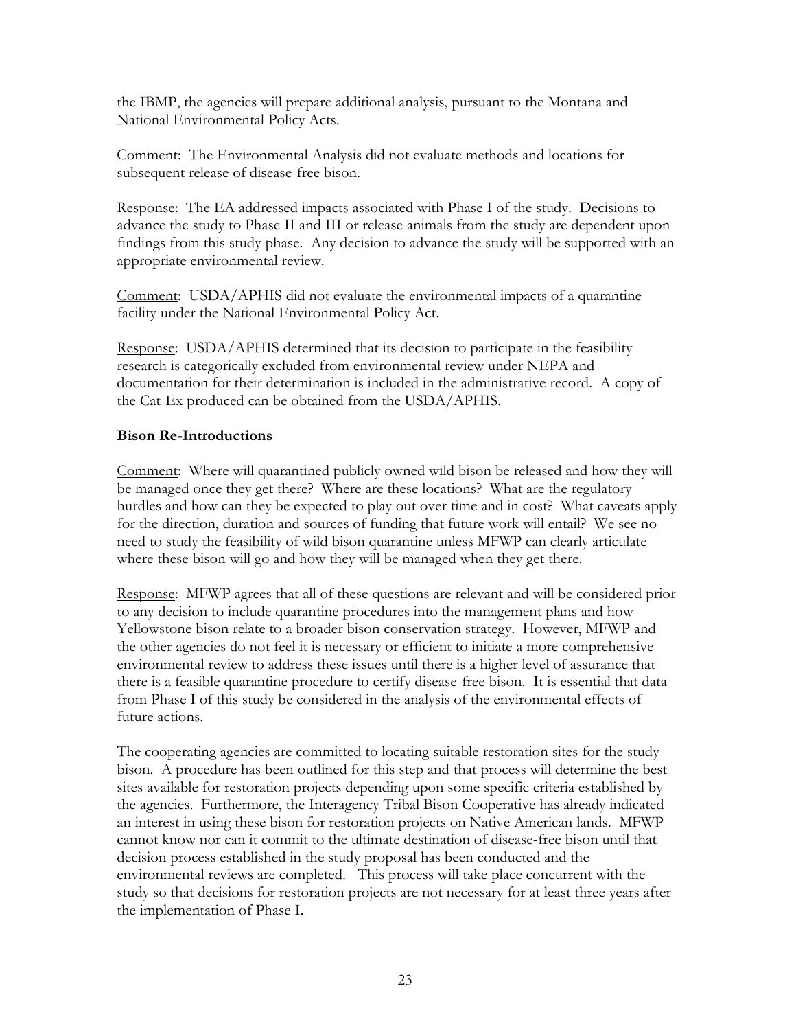the IBMP, the agencies will prepare additional analysis, pursuant to the Montana and National Environmental Policy Acts.

Comment: The Environmental Analysis did not evaluate methods and locations for subsequent release of disease-free bison.

Response: The EA addressed impacts associated with Phase I of the study. Decisions to advance the study to Phase II and III or release animals from the study are dependent upon findings from this study phase. Any decision to advance the study will be supported with an appropriate environmental review.

Comment: USDA/APHIS did not evaluate the environmental impacts of a quarantine facility under the National Environmental Policy Act.

Response: USDA/APHIS determined that its decision to participate in the feasibility research is categorically excluded from environmental review under NEPA and documentation for their determination is included in the administrative record. A copy of the Cat-Ex produced can be obtained from the USDA/APHIS.

**Bison Re-Introductions**

Comment: Where will quarantined publicly owned wild bison be released and how they will be managed once they get there? Where are these locations? What are the regulatory hurdles and how can they be expected to play out over time and in cost? What caveats apply for the direction, duration and sources of funding that future work will entail? We see no need to study the feasibility of wild bison quarantine unless MFWP can clearly articulate where these bison will go and how they will be managed when they get there.

Response: MFWP agrees that all of these questions are relevant and will be considered prior to any decision to include quarantine procedures into the management plans and how Yellowstone bison relate to a broader bison conservation strategy. However, MFWP and the other agencies do not feel it is necessary or efficient to initiate a more comprehensive environmental review to address these issues until there is a higher level of assurance that there is a feasible quarantine procedure to certify disease-free bison. It is essential that data from Phase I of this study be considered in the analysis of the environmental effects of future actions.

The cooperating agencies are committed to locating suitable restoration sites for the study bison. A procedure has been outlined for this step and that process will determine the best sites available for restoration projects depending upon some specific criteria established by the agencies. Furthermore, the Interagency Tribal Bison Cooperative has already indicated an interest in using these bison for restoration projects on Native American lands. MFWP cannot know nor can it commit to the ultimate destination of disease-free bison until that decision process established in the study proposal has been conducted and the environmental reviews are completed. This process will take place concurrent with the study so that decisions for restoration projects are not necessary for at least three years after the implementation of Phase I.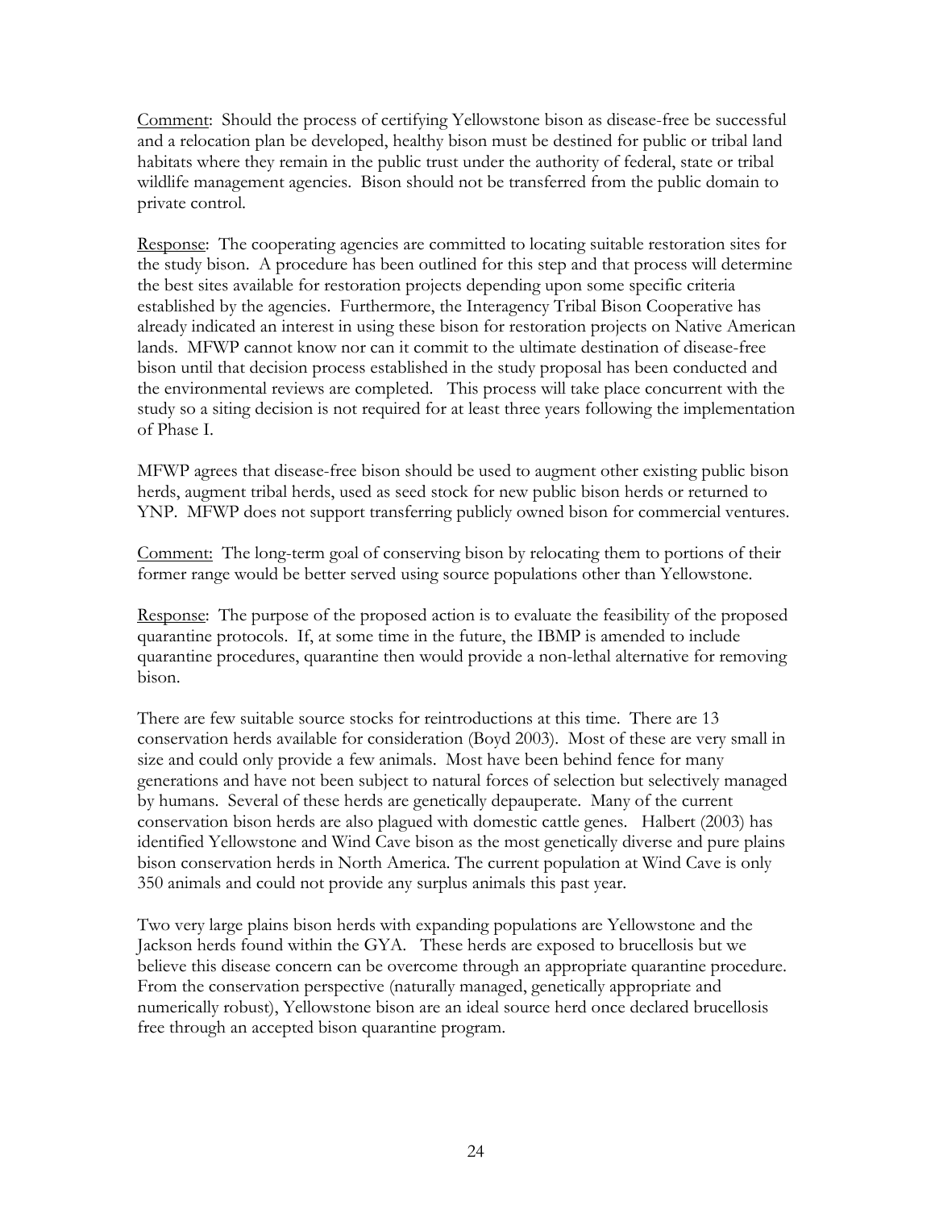Comment: Should the process of certifying Yellowstone bison as disease-free be successful and a relocation plan be developed, healthy bison must be destined for public or tribal land habitats where they remain in the public trust under the authority of federal, state or tribal wildlife management agencies. Bison should not be transferred from the public domain to private control.

Response: The cooperating agencies are committed to locating suitable restoration sites for the study bison. A procedure has been outlined for this step and that process will determine the best sites available for restoration projects depending upon some specific criteria established by the agencies. Furthermore, the Interagency Tribal Bison Cooperative has already indicated an interest in using these bison for restoration projects on Native American lands. MFWP cannot know nor can it commit to the ultimate destination of disease-free bison until that decision process established in the study proposal has been conducted and the environmental reviews are completed. This process will take place concurrent with the study so a siting decision is not required for at least three years following the implementation of Phase I.

MFWP agrees that disease-free bison should be used to augment other existing public bison herds, augment tribal herds, used as seed stock for new public bison herds or returned to YNP. MFWP does not support transferring publicly owned bison for commercial ventures.

Comment: The long-term goal of conserving bison by relocating them to portions of their former range would be better served using source populations other than Yellowstone.

Response: The purpose of the proposed action is to evaluate the feasibility of the proposed quarantine protocols. If, at some time in the future, the IBMP is amended to include quarantine procedures, quarantine then would provide a non-lethal alternative for removing bison.

There are few suitable source stocks for reintroductions at this time. There are 13 conservation herds available for consideration (Boyd 2003). Most of these are very small in size and could only provide a few animals. Most have been behind fence for many generations and have not been subject to natural forces of selection but selectively managed by humans. Several of these herds are genetically depauperate. Many of the current conservation bison herds are also plagued with domestic cattle genes. Halbert (2003) has identified Yellowstone and Wind Cave bison as the most genetically diverse and pure plains bison conservation herds in North America. The current population at Wind Cave is only 350 animals and could not provide any surplus animals this past year.

Two very large plains bison herds with expanding populations are Yellowstone and the Jackson herds found within the GYA. These herds are exposed to brucellosis but we believe this disease concern can be overcome through an appropriate quarantine procedure. From the conservation perspective (naturally managed, genetically appropriate and numerically robust), Yellowstone bison are an ideal source herd once declared brucellosis free through an accepted bison quarantine program.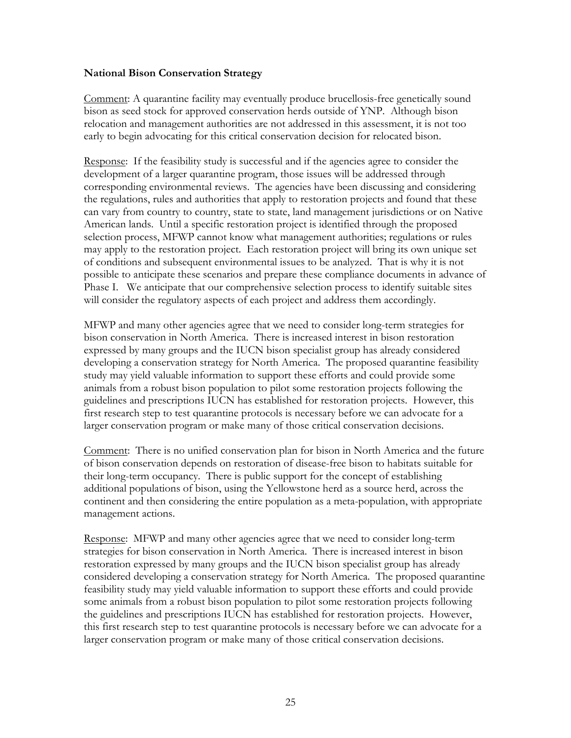**National Bison Conservation Strategy**

Comment: A quarantine facility may eventually produce brucellosis-free genetically sound bison as seed stock for approved conservation herds outside of YNP. Although bison relocation and management authorities are not addressed in this assessment, it is not too early to begin advocating for this critical conservation decision for relocated bison.

Response: If the feasibility study is successful and if the agencies agree to consider the development of a larger quarantine program, those issues will be addressed through corresponding environmental reviews. The agencies have been discussing and considering the regulations, rules and authorities that apply to restoration projects and found that these can vary from country to country, state to state, land management jurisdictions or on Native American lands. Until a specific restoration project is identified through the proposed selection process, MFWP cannot know what management authorities; regulations or rules may apply to the restoration project. Each restoration project will bring its own unique set of conditions and subsequent environmental issues to be analyzed. That is why it is not possible to anticipate these scenarios and prepare these compliance documents in advance of Phase I. We anticipate that our comprehensive selection process to identify suitable sites will consider the regulatory aspects of each project and address them accordingly.

MFWP and many other agencies agree that we need to consider long-term strategies for bison conservation in North America. There is increased interest in bison restoration expressed by many groups and the IUCN bison specialist group has already considered developing a conservation strategy for North America. The proposed quarantine feasibility study may yield valuable information to support these efforts and could provide some animals from a robust bison population to pilot some restoration projects following the guidelines and prescriptions IUCN has established for restoration projects. However, this first research step to test quarantine protocols is necessary before we can advocate for a larger conservation program or make many of those critical conservation decisions.

Comment: There is no unified conservation plan for bison in North America and the future of bison conservation depends on restoration of disease-free bison to habitats suitable for their long-term occupancy. There is public support for the concept of establishing additional populations of bison, using the Yellowstone herd as a source herd, across the continent and then considering the entire population as a meta-population, with appropriate management actions.

Response: MFWP and many other agencies agree that we need to consider long-term strategies for bison conservation in North America. There is increased interest in bison restoration expressed by many groups and the IUCN bison specialist group has already considered developing a conservation strategy for North America. The proposed quarantine feasibility study may yield valuable information to support these efforts and could provide some animals from a robust bison population to pilot some restoration projects following the guidelines and prescriptions IUCN has established for restoration projects. However, this first research step to test quarantine protocols is necessary before we can advocate for a larger conservation program or make many of those critical conservation decisions.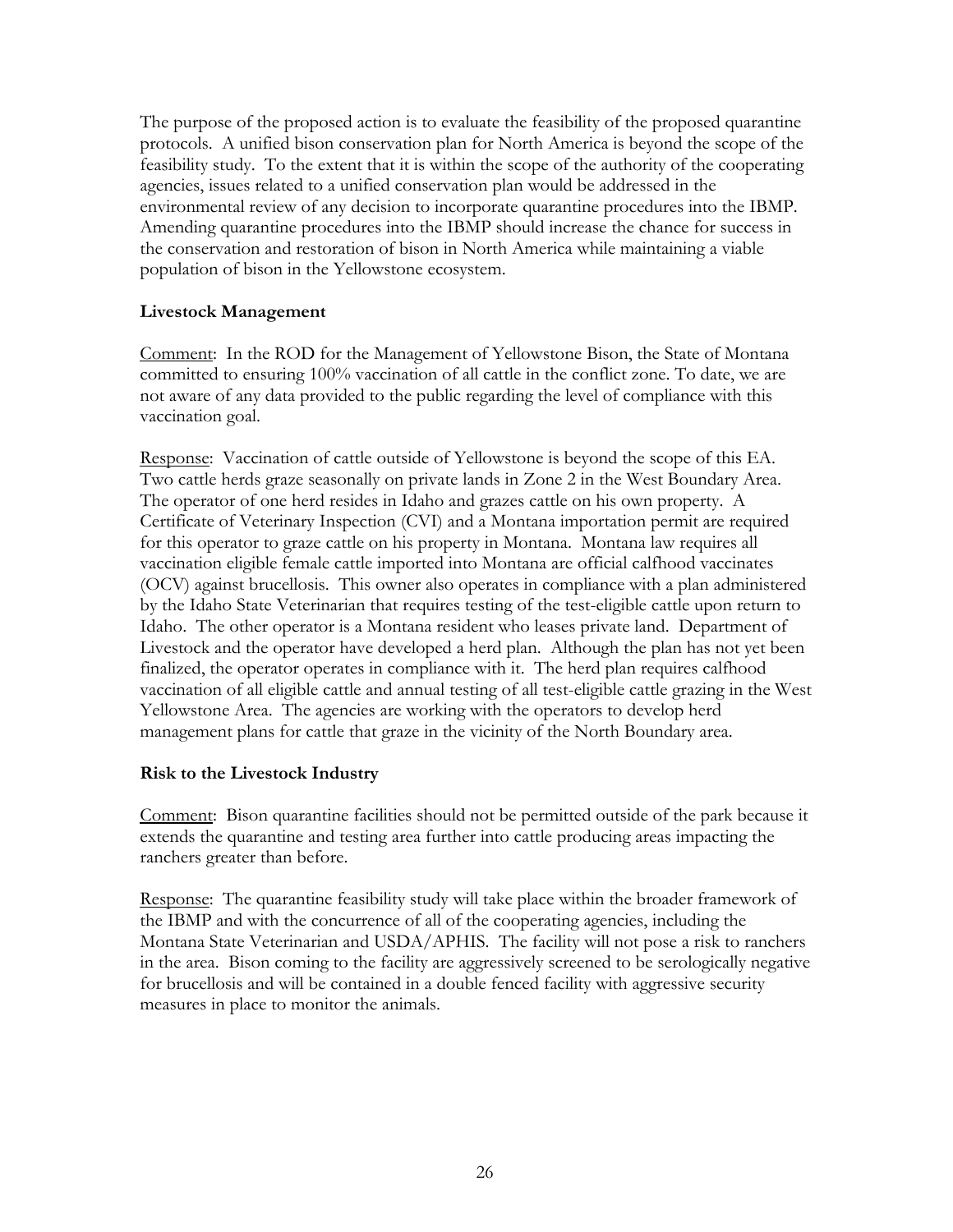The purpose of the proposed action is to evaluate the feasibility of the proposed quarantine protocols. A unified bison conservation plan for North America is beyond the scope of the feasibility study. To the extent that it is within the scope of the authority of the cooperating agencies, issues related to a unified conservation plan would be addressed in the environmental review of any decision to incorporate quarantine procedures into the IBMP. Amending quarantine procedures into the IBMP should increase the chance for success in the conservation and restoration of bison in North America while maintaining a viable population of bison in the Yellowstone ecosystem.

**Livestock Management**

Comment: In the ROD for the Management of Yellowstone Bison, the State of Montana committed to ensuring 100% vaccination of all cattle in the conflict zone. To date, we are not aware of any data provided to the public regarding the level of compliance with this vaccination goal.

Response: Vaccination of cattle outside of Yellowstone is beyond the scope of this EA. Two cattle herds graze seasonally on private lands in Zone 2 in the West Boundary Area. The operator of one herd resides in Idaho and grazes cattle on his own property. A Certificate of Veterinary Inspection (CVI) and a Montana importation permit are required for this operator to graze cattle on his property in Montana. Montana law requires all vaccination eligible female cattle imported into Montana are official calfhood vaccinates (OCV) against brucellosis. This owner also operates in compliance with a plan administered by the Idaho State Veterinarian that requires testing of the test-eligible cattle upon return to Idaho. The other operator is a Montana resident who leases private land. Department of Livestock and the operator have developed a herd plan. Although the plan has not yet been finalized, the operator operates in compliance with it. The herd plan requires calfhood vaccination of all eligible cattle and annual testing of all test-eligible cattle grazing in the West Yellowstone Area. The agencies are working with the operators to develop herd management plans for cattle that graze in the vicinity of the North Boundary area.

**Risk to the Livestock Industry**

Comment: Bison quarantine facilities should not be permitted outside of the park because it extends the quarantine and testing area further into cattle producing areas impacting the ranchers greater than before.

Response: The quarantine feasibility study will take place within the broader framework of the IBMP and with the concurrence of all of the cooperating agencies, including the Montana State Veterinarian and USDA/APHIS. The facility will not pose a risk to ranchers in the area. Bison coming to the facility are aggressively screened to be serologically negative for brucellosis and will be contained in a double fenced facility with aggressive security measures in place to monitor the animals.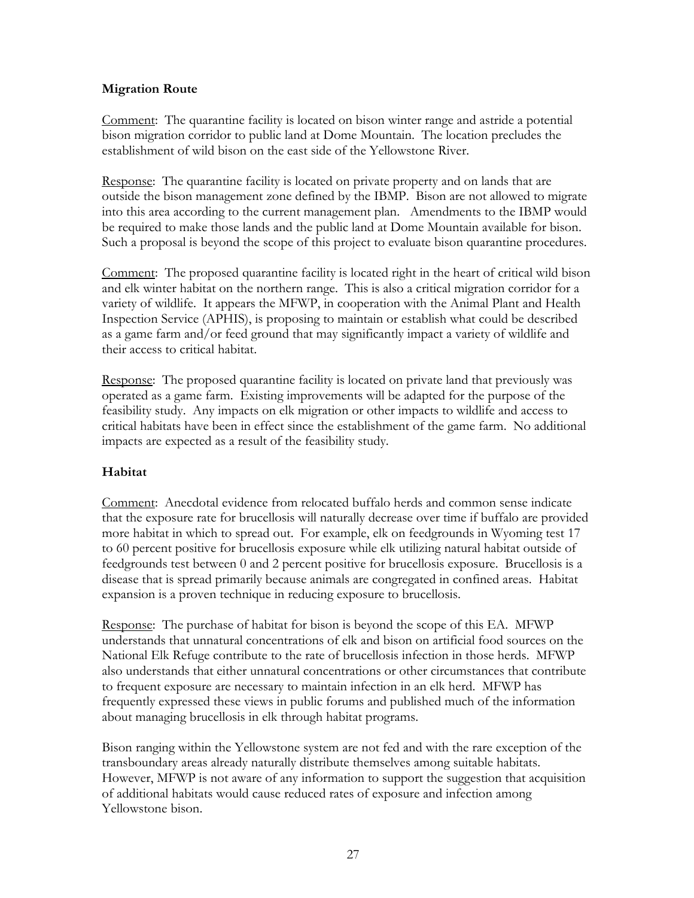### Migration Route

Comment: The quarantine facility is located on bison winter range and astride a potential bison migration corridor to public land at Dome Mountain. The location precludes the establishment of wild bison on the east side of the Yellowstone River.

Response: The quarantine facility is located on private property and on lands that are outside the bison management zone defined by the IBMP. Bison are not allowed to migrate into this area according to the current management plan. Amendments to the IBMP would be required to make those lands and the public land at Dome Mountain available for bison. Such a proposal is beyond the scope of this project to evaluate bison quarantine procedures.

Comment: The proposed quarantine facility is located right in the heart of critical wild bison and elk winter habitat on the northern range. This is also a critical migration corridor for a variety of wildlife. It appears the MFWP, in cooperation with the Animal Plant and Health Inspection Service (APHIS), is proposing to maintain or establish what could be described as a game farm and/or feed ground that may significantly impact a variety of wildlife and their access to critical habitat.

Response: The proposed quarantine facility is located on private land that previously was operated as a game farm. Existing improvements will be adapted for the purpose of the feasibility study. Any impacts on elk migration or other impacts to wildlife and access to critical habitats have been in effect since the establishment of the game farm. No additional impacts are expected as a result of the feasibility study.

### Habitat

Comment: Anecdotal evidence from relocated buffalo herds and common sense indicate that the exposure rate for brucellosis will naturally decrease over time if buffalo are provided more habitat in which to spread out. For example, elk on feedgrounds in Wyoming test 17 to 60 percent positive for brucellosis exposure while elk utilizing natural habitat outside of feedgrounds test between 0 and 2 percent positive for brucellosis exposure. Brucellosis is a disease that is spread primarily because animals are congregated in confined areas. Habitat expansion is a proven technique in reducing exposure to brucellosis.

Response: The purchase of habitat for bison is beyond the scope of this EA. MFWP understands that unnatural concentrations of elk and bison on artificial food sources on the National Elk Refuge contribute to the rate of brucellosis infection in those herds. MFWP also understands that either unnatural concentrations or other circumstances that contribute to frequent exposure are necessary to maintain infection in an elk herd. MFWP has frequently expressed these views in public forums and published much of the information about managing brucellosis in elk through habitat programs.

Bison ranging within the Yellowstone system are not fed and with the rare exception of the transboundary areas already naturally distribute themselves among suitable habitats. However, MFWP is not aware of any information to support the suggestion that acquisition of additional habitats would cause reduced rates of exposure and infection among Yellowstone bison.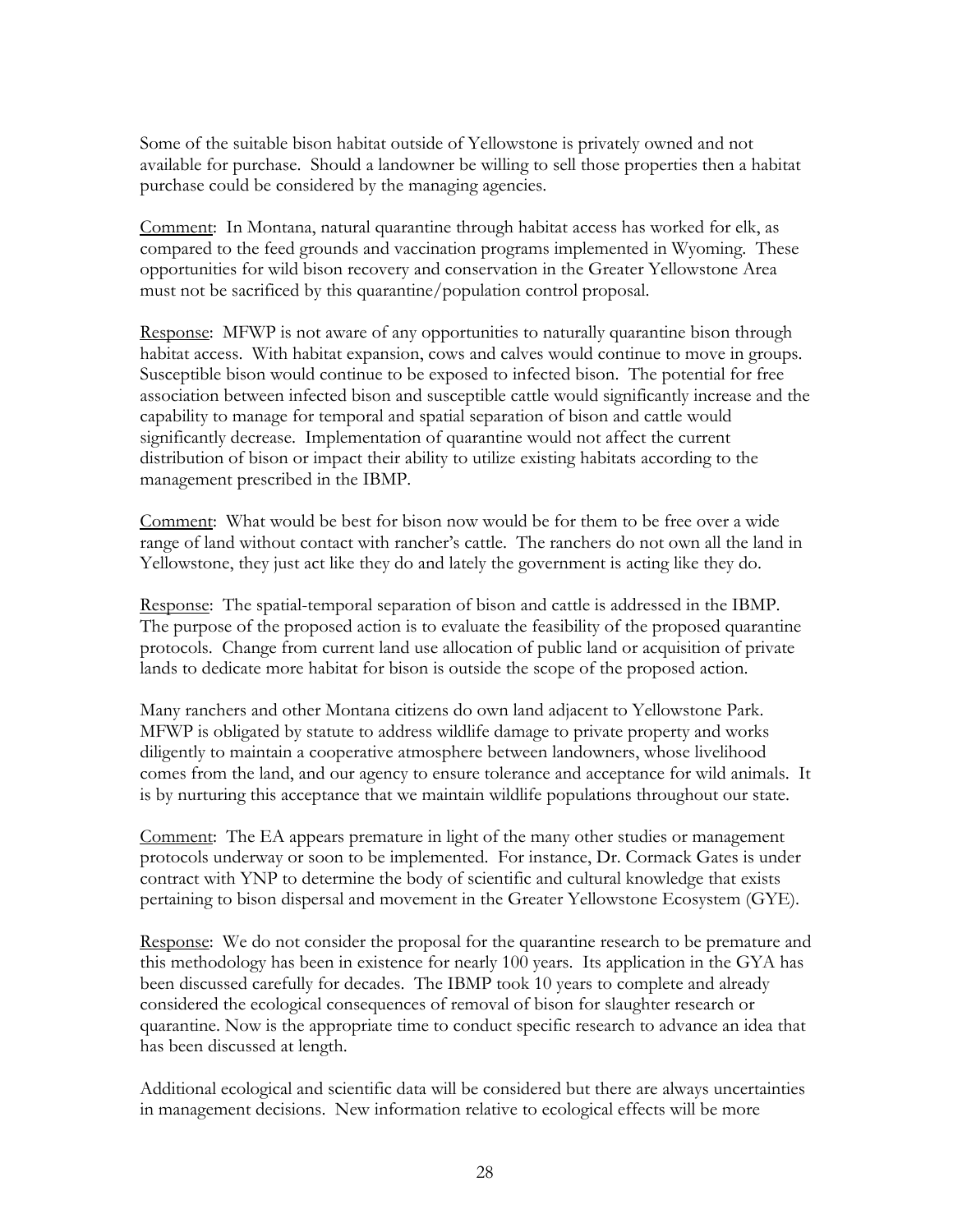Some of the suitable bison habitat outside of Yellowstone is privately owned and not available for purchase. Should a landowner be willing to sell those properties then a habitat purchase could be considered by the managing agencies.

<u>Comment</u>: In Montana, natural quarantine through habitat access has worked for elk, as compared to the feed grounds and vaccination programs implemented in Wyoming. These opportunities for wild bison recovery and conservation in the Greater Yellowstone Area must not be sacrificed by this quarantine/population control proposal.

<u>Response</u>: MFWP is not aware of any opportunities to naturally quarantine bison through habitat access. With habitat expansion, cows and calves would continue to move in groups. Susceptible bison would continue to be exposed to infected bison. The potential for free association between infected bison and susceptible cattle would significantly increase and the capability to manage for temporal and spatial separation of bison and cattle would significantly decrease. Implementation of quarantine would not affect the current distribution of bison or impact their ability to utilize existing habitats according to the management prescribed in the IBMP.

<u>Comment</u>: What would be best for bison now would be for them to be free over a wide range of land without contact with rancher's cattle. The ranchers do not own all the land in Yellowstone, they just act like they do and lately the government is acting like they do.

<u>Response</u>: The spatial-temporal separation of bison and cattle is addressed in the IBMP. The purpose of the proposed action is to evaluate the feasibility of the proposed quarantine protocols. Change from current land use allocation of public land or acquisition of private lands to dedicate more habitat for bison is outside the scope of the proposed action.

Many ranchers and other Montana citizens do own land adjacent to Yellowstone Park. MFWP is obligated by statute to address wildlife damage to private property and works diligently to maintain a cooperative atmosphere between landowners, whose livelihood comes from the land, and our agency to ensure tolerance and acceptance for wild animals. It is by nurturing this acceptance that we maintain wildlife populations throughout our state.

<u>Comment</u>: The EA appears premature in light of the many other studies or management protocols underway or soon to be implemented. For instance, Dr. Cormack Gates is under contract with YNP to determine the body of scientific and cultural knowledge that exists pertaining to bison dispersal and movement in the Greater Yellowstone Ecosystem (GYE).

<u>Response</u>: We do not consider the proposal for the quarantine research to be premature and this methodology has been in existence for nearly 100 years. Its application in the GYA has been discussed carefully for decades. The IBMP took 10 years to complete and already considered the ecological consequences of removal of bison for slaughter research or quarantine. Now is the appropriate time to conduct specific research to advance an idea that has been discussed at length.

Additional ecological and scientific data will be considered but there are always uncertainties in management decisions. New information relative to ecological effects will be more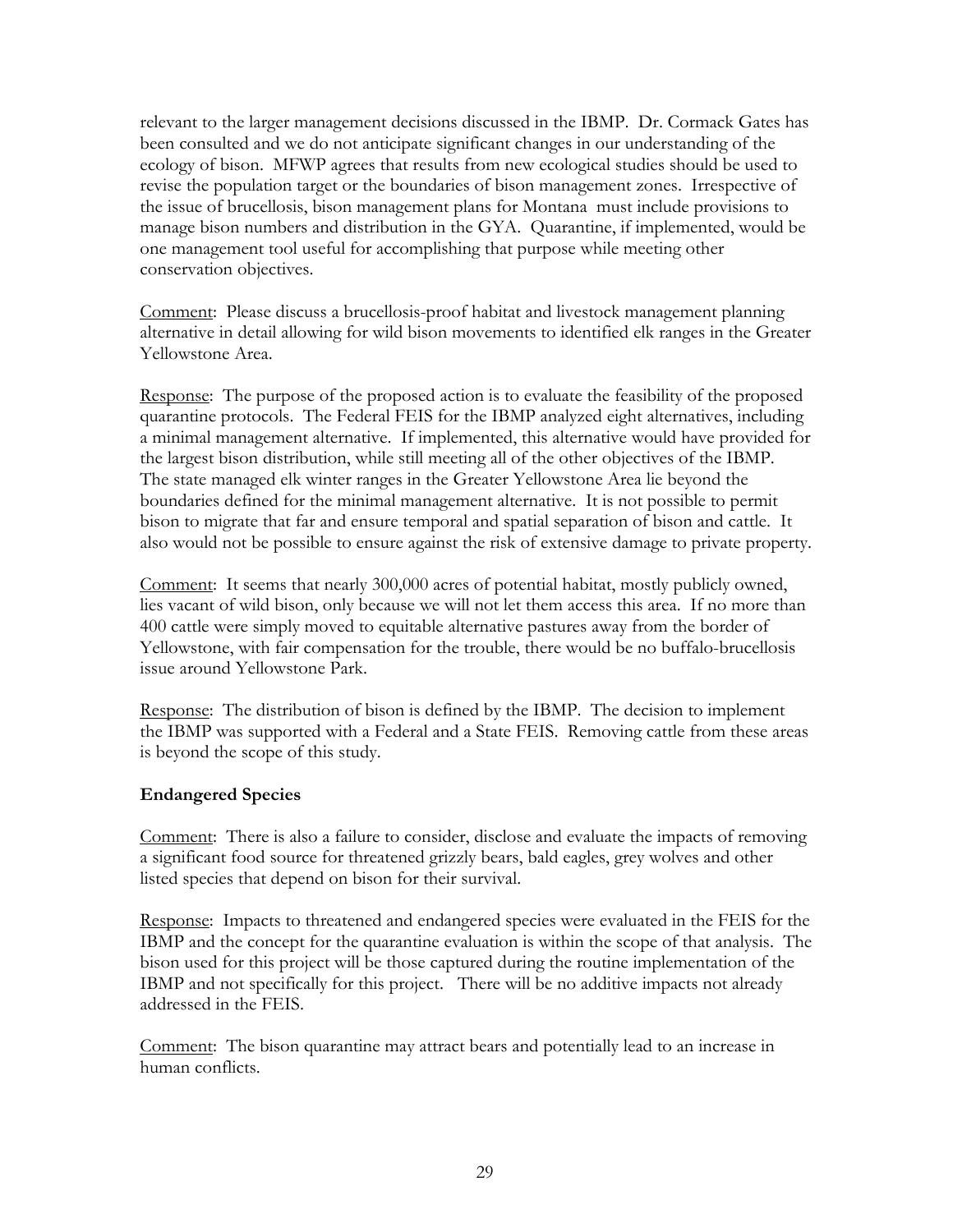relevant to the larger management decisions discussed in the IBMP. Dr. Cormack Gates has been consulted and we do not anticipate significant changes in our understanding of the ecology of bison. MFWP agrees that results from new ecological studies should be used to revise the population target or the boundaries of bison management zones. Irrespective of the issue of brucellosis, bison management plans for Montana must include provisions to manage bison numbers and distribution in the GYA. Quarantine, if implemented, would be one management tool useful for accomplishing that purpose while meeting other conservation objectives.

Comment: Please discuss a brucellosis-proof habitat and livestock management planning alternative in detail allowing for wild bison movements to identified elk ranges in the Greater Yellowstone Area.

Response: The purpose of the proposed action is to evaluate the feasibility of the proposed quarantine protocols. The Federal FEIS for the IBMP analyzed eight alternatives, including a minimal management alternative. If implemented, this alternative would have provided for the largest bison distribution, while still meeting all of the other objectives of the IBMP. The state managed elk winter ranges in the Greater Yellowstone Area lie beyond the boundaries defined for the minimal management alternative. It is not possible to permit bison to migrate that far and ensure temporal and spatial separation of bison and cattle. It also would not be possible to ensure against the risk of extensive damage to private property.

Comment: It seems that nearly 300,000 acres of potential habitat, mostly publicly owned, lies vacant of wild bison, only because we will not let them access this area. If no more than 400 cattle were simply moved to equitable alternative pastures away from the border of Yellowstone, with fair compensation for the trouble, there would be no buffalo-brucellosis issue around Yellowstone Park.

Response: The distribution of bison is defined by the IBMP. The decision to implement the IBMP was supported with a Federal and a State FEIS. Removing cattle from these areas is beyond the scope of this study.

### Endangered Species

Comment: There is also a failure to consider, disclose and evaluate the impacts of removing a significant food source for threatened grizzly bears, bald eagles, grey wolves and other listed species that depend on bison for their survival.

Response: Impacts to threatened and endangered species were evaluated in the FEIS for the IBMP and the concept for the quarantine evaluation is within the scope of that analysis. The bison used for this project will be those captured during the routine implementation of the IBMP and not specifically for this project. There will be no additive impacts not already addressed in the FEIS.

Comment: The bison quarantine may attract bears and potentially lead to an increase in human conflicts.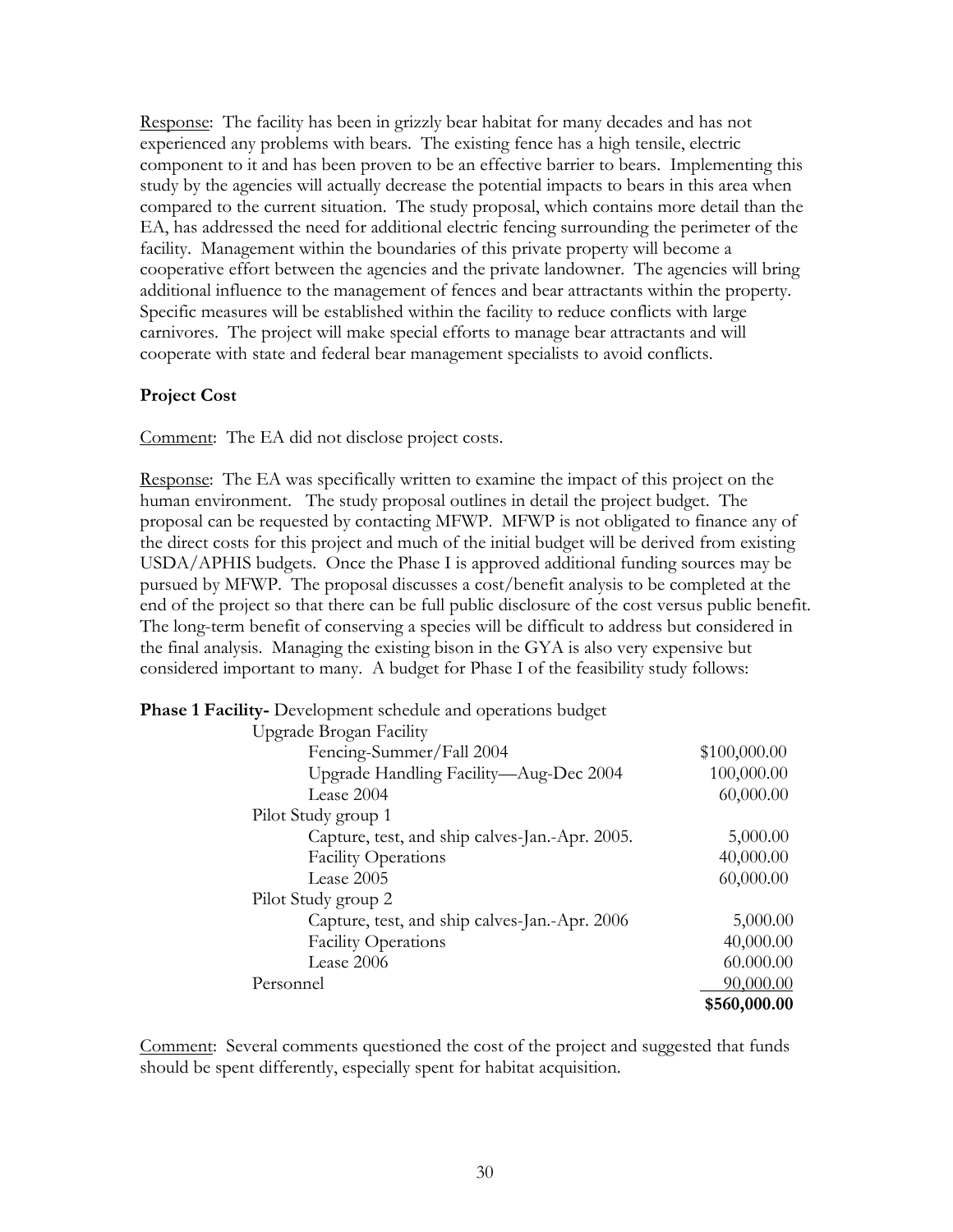Response: The facility has been in grizzly bear habitat for many decades and has not experienced any problems with bears. The existing fence has a high tensile, electric component to it and has been proven to be an effective barrier to bears. Implementing this study by the agencies will actually decrease the potential impacts to bears in this area when compared to the current situation. The study proposal, which contains more detail than the EA, has addressed the need for additional electric fencing surrounding the perimeter of the facility. Management within the boundaries of this private property will become a cooperative effort between the agencies and the private landowner. The agencies will bring additional influence to the management of fences and bear attractants within the property. Specific measures will be established within the facility to reduce conflicts with large carnivores. The project will make special efforts to manage bear attractants and will cooperate with state and federal bear management specialists to avoid conflicts.

**Project Cost**

Comment: The EA did not disclose project costs.

Response: The EA was specifically written to examine the impact of this project on the human environment. The study proposal outlines in detail the project budget. The proposal can be requested by contacting MFWP. MFWP is not obligated to finance any of the direct costs for this project and much of the initial budget will be derived from existing USDA/APHIS budgets. Once the Phase I is approved additional funding sources may be pursued by MFWP. The proposal discusses a cost/benefit analysis to be completed at the end of the project so that there can be full public disclosure of the cost versus public benefit. The long-term benefit of conserving a species will be difficult to address but considered in the final analysis. Managing the existing bison in the GYA is also very expensive but considered important to many. A budget for Phase I of the feasibility study follows:

**Phase 1 Facility-** Development schedule and operations budget

| Item | Cost |
|---|---|
| Upgrade Brogan Facility | |
| Fencing-Summer/Fall 2004 | \$100,000.00 |
| Upgrade Handling Facility—Aug-Dec 2004 | 100,000.00 |
| Lease 2004 | 60,000.00 |
| Pilot Study group 1 | |
| Capture, test, and ship calves-Jan.-Apr. 2005. | 5,000.00 |
| Facility Operations | 40,000.00 |
| Lease 2005 | 60,000.00 |
| Pilot Study group 2 | |
| Capture, test, and ship calves-Jan.-Apr. 2006 | 5,000.00 |
| Facility Operations | 40,000.00 |
| Lease 2006 | 60.000.00 |
| Personnel | 90,000.00 |
| | **\$560,000.00** |

Comment: Several comments questioned the cost of the project and suggested that funds should be spent differently, especially spent for habitat acquisition.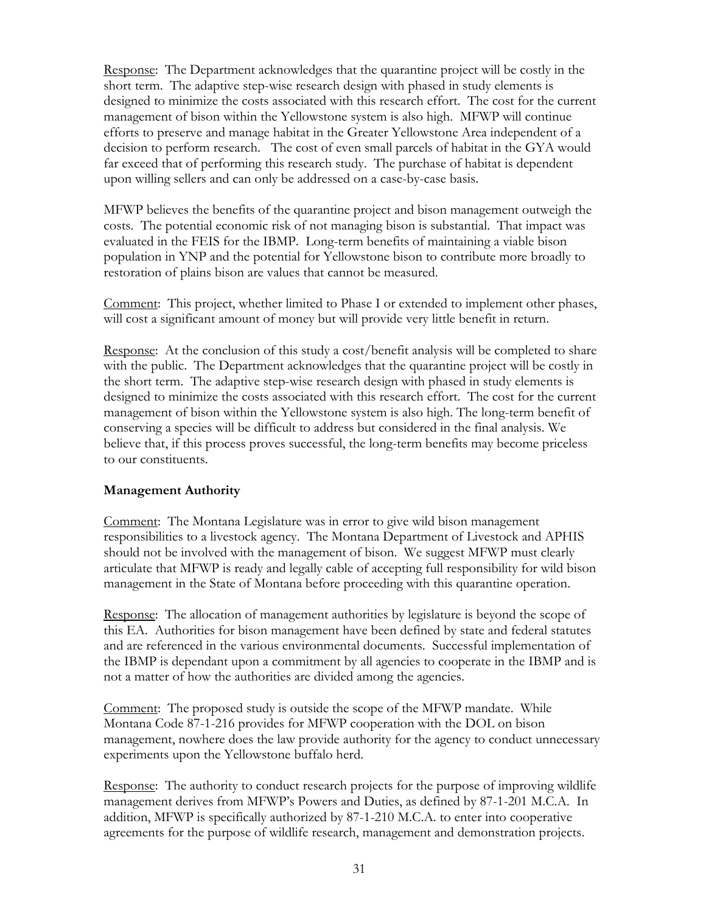Response: The Department acknowledges that the quarantine project will be costly in the short term. The adaptive step-wise research design with phased in study elements is designed to minimize the costs associated with this research effort. The cost for the current management of bison within the Yellowstone system is also high. MFWP will continue efforts to preserve and manage habitat in the Greater Yellowstone Area independent of a decision to perform research. The cost of even small parcels of habitat in the GYA would far exceed that of performing this research study. The purchase of habitat is dependent upon willing sellers and can only be addressed on a case-by-case basis.

MFWP believes the benefits of the quarantine project and bison management outweigh the costs. The potential economic risk of not managing bison is substantial. That impact was evaluated in the FEIS for the IBMP. Long-term benefits of maintaining a viable bison population in YNP and the potential for Yellowstone bison to contribute more broadly to restoration of plains bison are values that cannot be measured.

Comment: This project, whether limited to Phase I or extended to implement other phases, will cost a significant amount of money but will provide very little benefit in return.

Response: At the conclusion of this study a cost/benefit analysis will be completed to share with the public. The Department acknowledges that the quarantine project will be costly in the short term. The adaptive step-wise research design with phased in study elements is designed to minimize the costs associated with this research effort. The cost for the current management of bison within the Yellowstone system is also high. The long-term benefit of conserving a species will be difficult to address but considered in the final analysis. We believe that, if this process proves successful, the long-term benefits may become priceless to our constituents.

**Management Authority**

Comment: The Montana Legislature was in error to give wild bison management responsibilities to a livestock agency. The Montana Department of Livestock and APHIS should not be involved with the management of bison. We suggest MFWP must clearly articulate that MFWP is ready and legally cable of accepting full responsibility for wild bison management in the State of Montana before proceeding with this quarantine operation.

Response: The allocation of management authorities by legislature is beyond the scope of this EA. Authorities for bison management have been defined by state and federal statutes and are referenced in the various environmental documents. Successful implementation of the IBMP is dependant upon a commitment by all agencies to cooperate in the IBMP and is not a matter of how the authorities are divided among the agencies.

Comment: The proposed study is outside the scope of the MFWP mandate. While Montana Code 87-1-216 provides for MFWP cooperation with the DOL on bison management, nowhere does the law provide authority for the agency to conduct unnecessary experiments upon the Yellowstone buffalo herd.

Response: The authority to conduct research projects for the purpose of improving wildlife management derives from MFWP's Powers and Duties, as defined by 87-1-201 M.C.A. In addition, MFWP is specifically authorized by 87-1-210 M.C.A. to enter into cooperative agreements for the purpose of wildlife research, management and demonstration projects.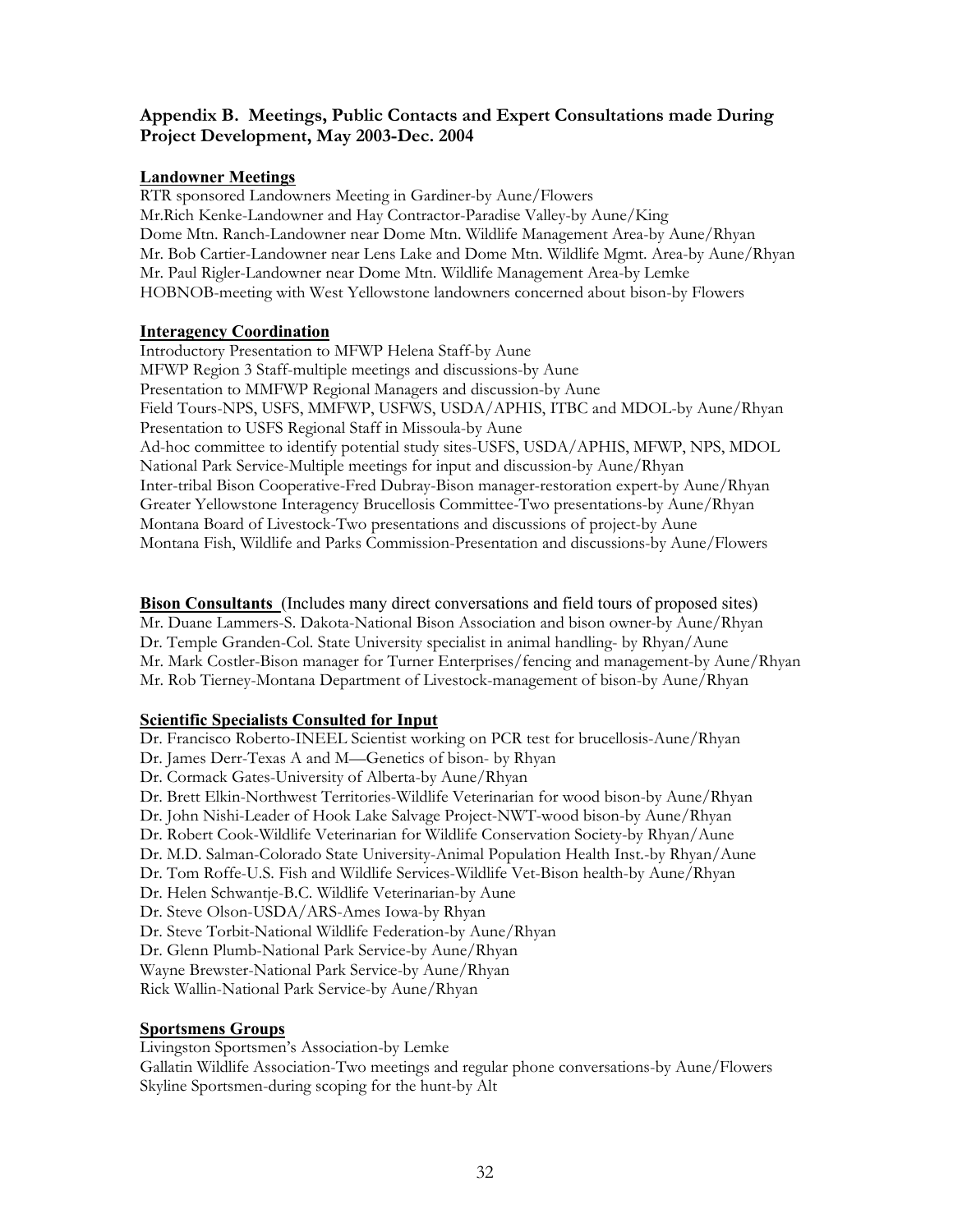## Appendix B. Meetings, Public Contacts and Expert Consultations made During Project Development, May 2003-Dec. 2004

### Landowner Meetings

RTR sponsored Landowners Meeting in Gardiner-by Aune/Flowers
Mr.Rich Kenke-Landowner and Hay Contractor-Paradise Valley-by Aune/King
Dome Mtn. Ranch-Landowner near Dome Mtn. Wildlife Management Area-by Aune/Rhyan
Mr. Bob Cartier-Landowner near Lens Lake and Dome Mtn. Wildlife Mgmt. Area-by Aune/Rhyan
Mr. Paul Rigler-Landowner near Dome Mtn. Wildlife Management Area-by Lemke
HOBNOB-meeting with West Yellowstone landowners concerned about bison-by Flowers

### Interagency Coordination

Introductory Presentation to MFWP Helena Staff-by Aune
MFWP Region 3 Staff-multiple meetings and discussions-by Aune
Presentation to MMFWP Regional Managers and discussion-by Aune
Field Tours-NPS, USFS, MMFWP, USFWS, USDA/APHIS, ITBC and MDOL-by Aune/Rhyan
Presentation to USFS Regional Staff in Missoula-by Aune
Ad-hoc committee to identify potential study sites-USFS, USDA/APHIS, MFWP, NPS, MDOL
National Park Service-Multiple meetings for input and discussion-by Aune/Rhyan
Inter-tribal Bison Cooperative-Fred Dubray-Bison manager-restoration expert-by Aune/Rhyan
Greater Yellowstone Interagency Brucellosis Committee-Two presentations-by Aune/Rhyan
Montana Board of Livestock-Two presentations and discussions of project-by Aune
Montana Fish, Wildlife and Parks Commission-Presentation and discussions-by Aune/Flowers

### Bison Consultants (Includes many direct conversations and field tours of proposed sites)

Mr. Duane Lammers-S. Dakota-National Bison Association and bison owner-by Aune/Rhyan
Dr. Temple Granden-Col. State University specialist in animal handling- by Rhyan/Aune
Mr. Mark Costler-Bison manager for Turner Enterprises/fencing and management-by Aune/Rhyan
Mr. Rob Tierney-Montana Department of Livestock-management of bison-by Aune/Rhyan

### Scientific Specialists Consulted for Input

Dr. Francisco Roberto-INEEL Scientist working on PCR test for brucellosis-Aune/Rhyan
Dr. James Derr-Texas A and M—Genetics of bison- by Rhyan
Dr. Cormack Gates-University of Alberta-by Aune/Rhyan
Dr. Brett Elkin-Northwest Territories-Wildlife Veterinarian for wood bison-by Aune/Rhyan
Dr. John Nishi-Leader of Hook Lake Salvage Project-NWT-wood bison-by Aune/Rhyan
Dr. Robert Cook-Wildlife Veterinarian for Wildlife Conservation Society-by Rhyan/Aune
Dr. M.D. Salman-Colorado State University-Animal Population Health Inst.-by Rhyan/Aune
Dr. Tom Roffe-U.S. Fish and Wildlife Services-Wildlife Vet-Bison health-by Aune/Rhyan
Dr. Helen Schwantje-B.C. Wildlife Veterinarian-by Aune
Dr. Steve Olson-USDA/ARS-Ames Iowa-by Rhyan
Dr. Steve Torbit-National Wildlife Federation-by Aune/Rhyan
Dr. Glenn Plumb-National Park Service-by Aune/Rhyan
Wayne Brewster-National Park Service-by Aune/Rhyan
Rick Wallin-National Park Service-by Aune/Rhyan

### Sportsmens Groups

Livingston Sportsmen's Association-by Lemke
Gallatin Wildlife Association-Two meetings and regular phone conversations-by Aune/Flowers
Skyline Sportsmen-during scoping for the hunt-by Alt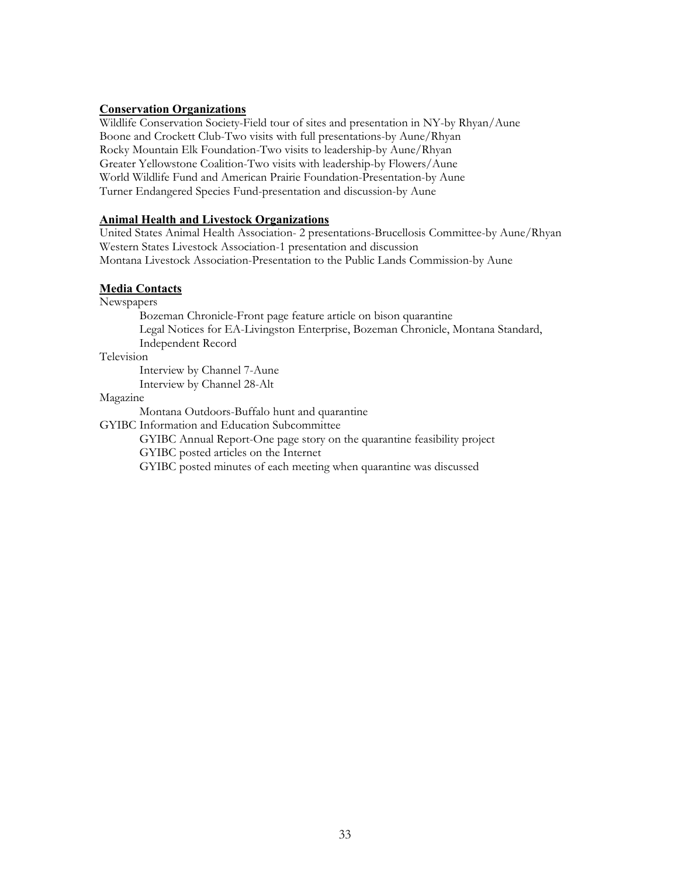## Conservation Organizations

Wildlife Conservation Society-Field tour of sites and presentation in NY-by Rhyan/Aune
Boone and Crockett Club-Two visits with full presentations-by Aune/Rhyan
Rocky Mountain Elk Foundation-Two visits to leadership-by Aune/Rhyan
Greater Yellowstone Coalition-Two visits with leadership-by Flowers/Aune
World Wildlife Fund and American Prairie Foundation-Presentation-by Aune
Turner Endangered Species Fund-presentation and discussion-by Aune

## Animal Health and Livestock Organizations

United States Animal Health Association- 2 presentations-Brucellosis Committee-by Aune/Rhyan
Western States Livestock Association-1 presentation and discussion
Montana Livestock Association-Presentation to the Public Lands Commission-by Aune

## Media Contacts

Newspapers

- Bozeman Chronicle-Front page feature article on bison quarantine
- Legal Notices for EA-Livingston Enterprise, Bozeman Chronicle, Montana Standard, Independent Record

Television

- Interview by Channel 7-Aune
- Interview by Channel 28-Alt

Magazine

- Montana Outdoors-Buffalo hunt and quarantine

GYIBC Information and Education Subcommittee

- GYIBC Annual Report-One page story on the quarantine feasibility project
- GYIBC posted articles on the Internet
- GYIBC posted minutes of each meeting when quarantine was discussed